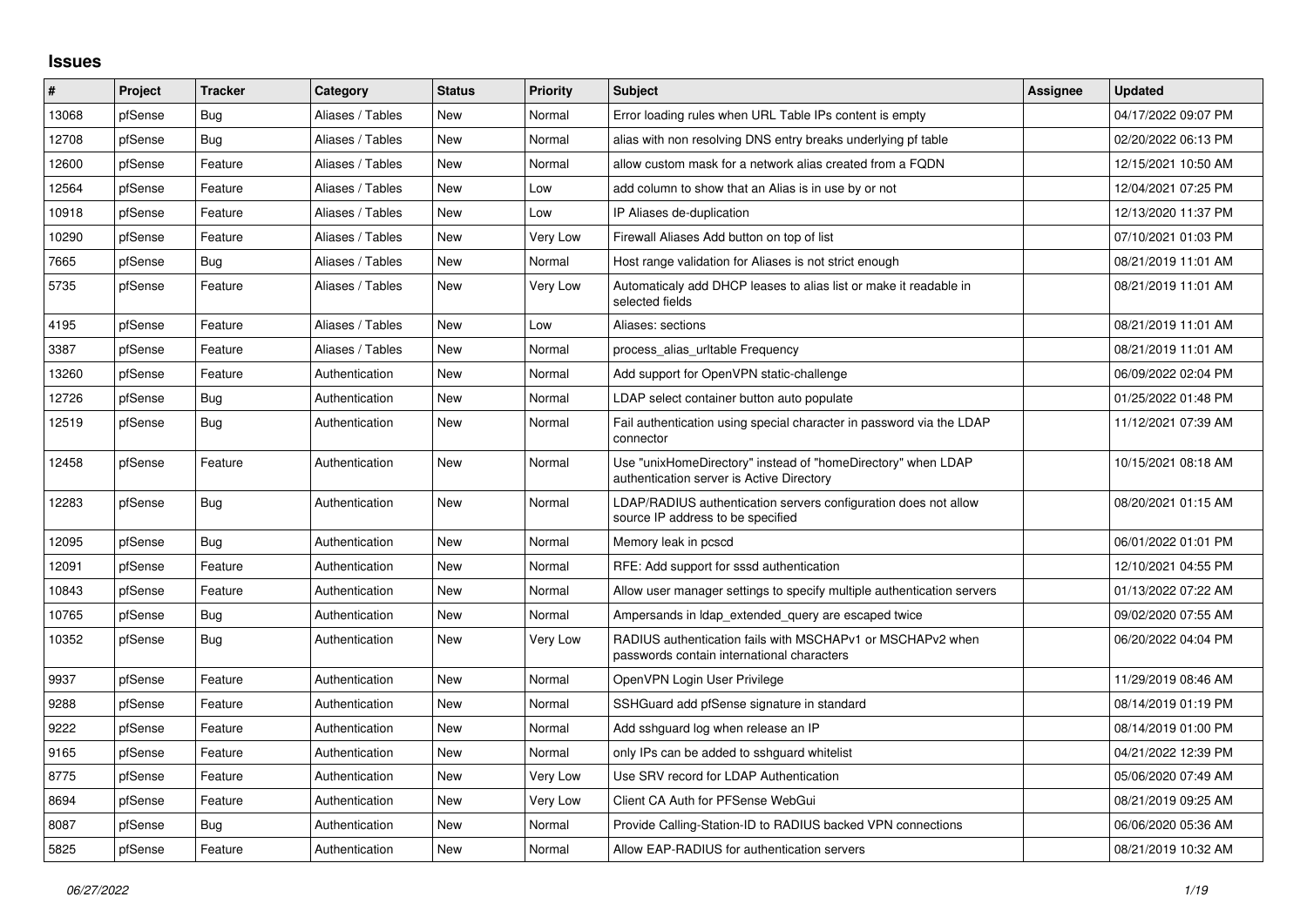# Issues

| # | Project | Tracker | Category | Status | Priority | Subject | Assignee | Updated |
|---|---|---|---|---|---|---|---|---|
| 13068 | pfSense | Bug | Aliases / Tables | New | Normal | Error loading rules when URL Table IPs content is empty | | 04/17/2022 09:07 PM |
| 12708 | pfSense | Bug | Aliases / Tables | New | Normal | alias with non resolving DNS entry breaks underlying pf table | | 02/20/2022 06:13 PM |
| 12600 | pfSense | Feature | Aliases / Tables | New | Normal | allow custom mask for a network alias created from a FQDN | | 12/15/2021 10:50 AM |
| 12564 | pfSense | Feature | Aliases / Tables | New | Low | add column to show that an Alias is in use by or not | | 12/04/2021 07:25 PM |
| 10918 | pfSense | Feature | Aliases / Tables | New | Low | IP Aliases de-duplication | | 12/13/2020 11:37 PM |
| 10290 | pfSense | Feature | Aliases / Tables | New | Very Low | Firewall Aliases Add button on top of list | | 07/10/2021 01:03 PM |
| 7665 | pfSense | Bug | Aliases / Tables | New | Normal | Host range validation for Aliases is not strict enough | | 08/21/2019 11:01 AM |
| 5735 | pfSense | Feature | Aliases / Tables | New | Very Low | Automaticaly add DHCP leases to alias list or make it readable in selected fields | | 08/21/2019 11:01 AM |
| 4195 | pfSense | Feature | Aliases / Tables | New | Low | Aliases: sections | | 08/21/2019 11:01 AM |
| 3387 | pfSense | Feature | Aliases / Tables | New | Normal | process_alias_urltable Frequency | | 08/21/2019 11:01 AM |
| 13260 | pfSense | Feature | Authentication | New | Normal | Add support for OpenVPN static-challenge | | 06/09/2022 02:04 PM |
| 12726 | pfSense | Bug | Authentication | New | Normal | LDAP select container button auto populate | | 01/25/2022 01:48 PM |
| 12519 | pfSense | Bug | Authentication | New | Normal | Fail authentication using special character in password via the LDAP connector | | 11/12/2021 07:39 AM |
| 12458 | pfSense | Feature | Authentication | New | Normal | Use "unixHomeDirectory" instead of "homeDirectory" when LDAP authentication server is Active Directory | | 10/15/2021 08:18 AM |
| 12283 | pfSense | Bug | Authentication | New | Normal | LDAP/RADIUS authentication servers configuration does not allow source IP address to be specified | | 08/20/2021 01:15 AM |
| 12095 | pfSense | Bug | Authentication | New | Normal | Memory leak in pcscd | | 06/01/2022 01:01 PM |
| 12091 | pfSense | Feature | Authentication | New | Normal | RFE: Add support for sssd authentication | | 12/10/2021 04:55 PM |
| 10843 | pfSense | Feature | Authentication | New | Normal | Allow user manager settings to specify multiple authentication servers | | 01/13/2022 07:22 AM |
| 10765 | pfSense | Bug | Authentication | New | Normal | Ampersands in ldap_extended_query are escaped twice | | 09/02/2020 07:55 AM |
| 10352 | pfSense | Bug | Authentication | New | Very Low | RADIUS authentication fails with MSCHAPv1 or MSCHAPv2 when passwords contain international characters | | 06/20/2022 04:04 PM |
| 9937 | pfSense | Feature | Authentication | New | Normal | OpenVPN Login User Privilege | | 11/29/2019 08:46 AM |
| 9288 | pfSense | Feature | Authentication | New | Normal | SSHGuard add pfSense signature in standard | | 08/14/2019 01:19 PM |
| 9222 | pfSense | Feature | Authentication | New | Normal | Add sshguard log when release an IP | | 08/14/2019 01:00 PM |
| 9165 | pfSense | Feature | Authentication | New | Normal | only IPs can be added to sshguard whitelist | | 04/21/2022 12:39 PM |
| 8775 | pfSense | Feature | Authentication | New | Very Low | Use SRV record for LDAP Authentication | | 05/06/2020 07:49 AM |
| 8694 | pfSense | Feature | Authentication | New | Very Low | Client CA Auth for PFSense WebGui | | 08/21/2019 09:25 AM |
| 8087 | pfSense | Bug | Authentication | New | Normal | Provide Calling-Station-ID to RADIUS backed VPN connections | | 06/06/2020 05:36 AM |
| 5825 | pfSense | Feature | Authentication | New | Normal | Allow EAP-RADIUS for authentication servers | | 08/21/2019 10:32 AM |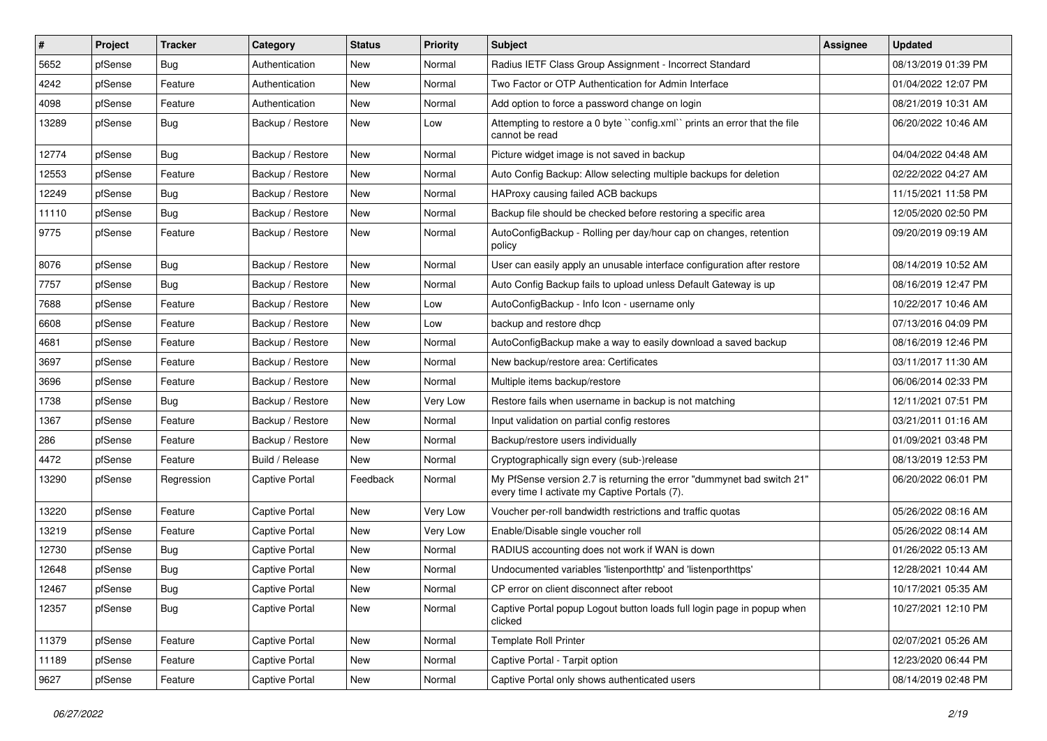| # | Project | Tracker | Category | Status | Priority | Subject | Assignee | Updated |
|---|---|---|---|---|---|---|---|---|
| 5652 | pfSense | Bug | Authentication | New | Normal | Radius IETF Class Group Assignment - Incorrect Standard | | 08/13/2019 01:39 PM |
| 4242 | pfSense | Feature | Authentication | New | Normal | Two Factor or OTP Authentication for Admin Interface | | 01/04/2022 12:07 PM |
| 4098 | pfSense | Feature | Authentication | New | Normal | Add option to force a password change on login | | 08/21/2019 10:31 AM |
| 13289 | pfSense | Bug | Backup / Restore | New | Low | Attempting to restore a 0 byte ``config.xml`` prints an error that the file cannot be read | | 06/20/2022 10:46 AM |
| 12774 | pfSense | Bug | Backup / Restore | New | Normal | Picture widget image is not saved in backup | | 04/04/2022 04:48 AM |
| 12553 | pfSense | Feature | Backup / Restore | New | Normal | Auto Config Backup: Allow selecting multiple backups for deletion | | 02/22/2022 04:27 AM |
| 12249 | pfSense | Bug | Backup / Restore | New | Normal | HAProxy causing failed ACB backups | | 11/15/2021 11:58 PM |
| 11110 | pfSense | Bug | Backup / Restore | New | Normal | Backup file should be checked before restoring a specific area | | 12/05/2020 02:50 PM |
| 9775 | pfSense | Feature | Backup / Restore | New | Normal | AutoConfigBackup - Rolling per day/hour cap on changes, retention policy | | 09/20/2019 09:19 AM |
| 8076 | pfSense | Bug | Backup / Restore | New | Normal | User can easily apply an unusable interface configuration after restore | | 08/14/2019 10:52 AM |
| 7757 | pfSense | Bug | Backup / Restore | New | Normal | Auto Config Backup fails to upload unless Default Gateway is up | | 08/16/2019 12:47 PM |
| 7688 | pfSense | Feature | Backup / Restore | New | Low | AutoConfigBackup - Info Icon - username only | | 10/22/2017 10:46 AM |
| 6608 | pfSense | Feature | Backup / Restore | New | Low | backup and restore dhcp | | 07/13/2016 04:09 PM |
| 4681 | pfSense | Feature | Backup / Restore | New | Normal | AutoConfigBackup make a way to easily download a saved backup | | 08/16/2019 12:46 PM |
| 3697 | pfSense | Feature | Backup / Restore | New | Normal | New backup/restore area: Certificates | | 03/11/2017 11:30 AM |
| 3696 | pfSense | Feature | Backup / Restore | New | Normal | Multiple items backup/restore | | 06/06/2014 02:33 PM |
| 1738 | pfSense | Bug | Backup / Restore | New | Very Low | Restore fails when username in backup is not matching | | 12/11/2021 07:51 PM |
| 1367 | pfSense | Feature | Backup / Restore | New | Normal | Input validation on partial config restores | | 03/21/2011 01:16 AM |
| 286 | pfSense | Feature | Backup / Restore | New | Normal | Backup/restore users individually | | 01/09/2021 03:48 PM |
| 4472 | pfSense | Feature | Build / Release | New | Normal | Cryptographically sign every (sub-)release | | 08/13/2019 12:53 PM |
| 13290 | pfSense | Regression | Captive Portal | Feedback | Normal | My PfSense version 2.7 is returning the error "dummynet bad switch 21" every time I activate my Captive Portals (7). | | 06/20/2022 06:01 PM |
| 13220 | pfSense | Feature | Captive Portal | New | Very Low | Voucher per-roll bandwidth restrictions and traffic quotas | | 05/26/2022 08:16 AM |
| 13219 | pfSense | Feature | Captive Portal | New | Very Low | Enable/Disable single voucher roll | | 05/26/2022 08:14 AM |
| 12730 | pfSense | Bug | Captive Portal | New | Normal | RADIUS accounting does not work if WAN is down | | 01/26/2022 05:13 AM |
| 12648 | pfSense | Bug | Captive Portal | New | Normal | Undocumented variables 'listenporthttp' and 'listenporthttps' | | 12/28/2021 10:44 AM |
| 12467 | pfSense | Bug | Captive Portal | New | Normal | CP error on client disconnect after reboot | | 10/17/2021 05:35 AM |
| 12357 | pfSense | Bug | Captive Portal | New | Normal | Captive Portal popup Logout button loads full login page in popup when clicked | | 10/27/2021 12:10 PM |
| 11379 | pfSense | Feature | Captive Portal | New | Normal | Template Roll Printer | | 02/07/2021 05:26 AM |
| 11189 | pfSense | Feature | Captive Portal | New | Normal | Captive Portal - Tarpit option | | 12/23/2020 06:44 PM |
| 9627 | pfSense | Feature | Captive Portal | New | Normal | Captive Portal only shows authenticated users | | 08/14/2019 02:48 PM |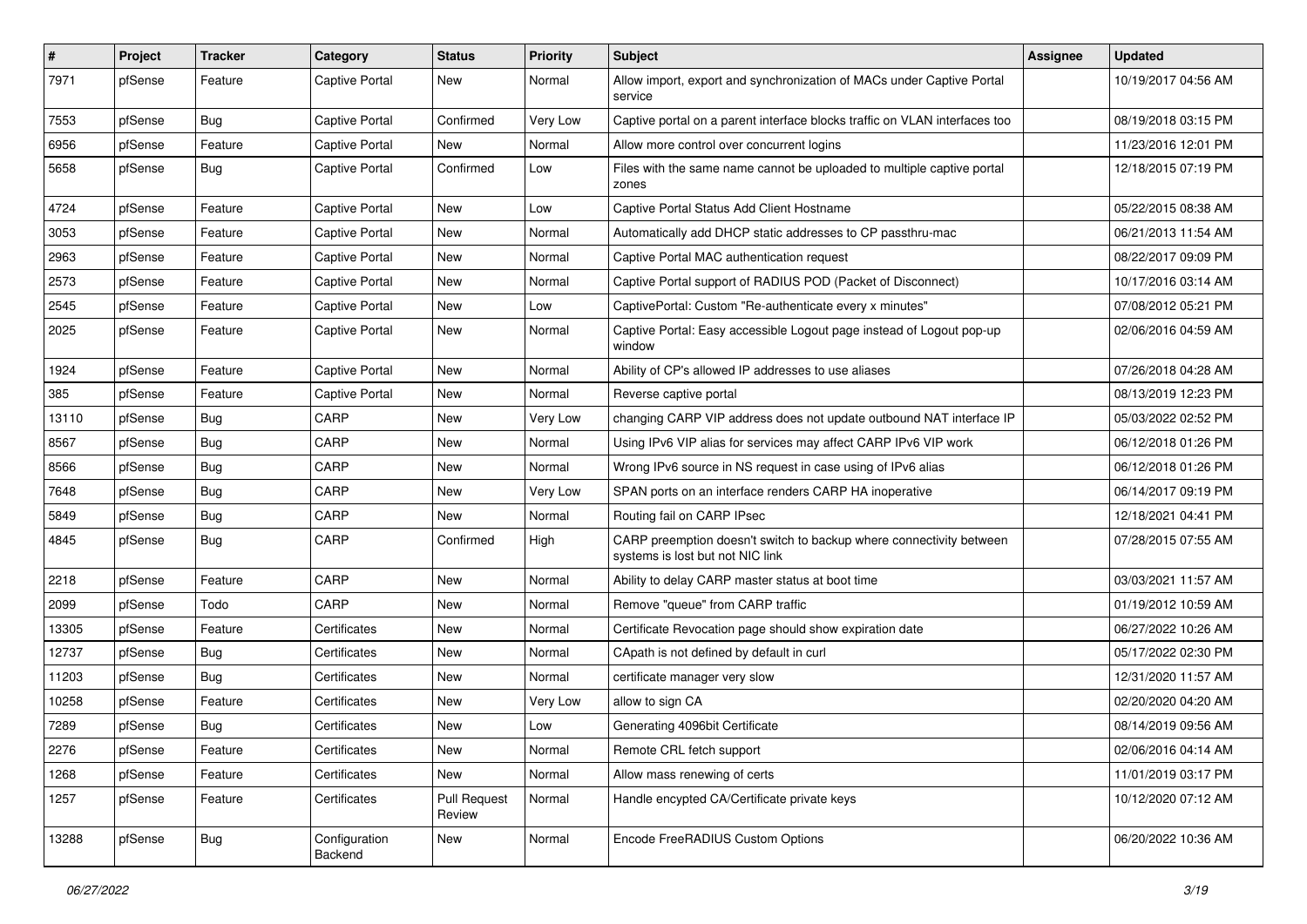| # | Project | Tracker | Category | Status | Priority | Subject | Assignee | Updated |
|---|---|---|---|---|---|---|---|---|
| 7971 | pfSense | Feature | Captive Portal | New | Normal | Allow import, export and synchronization of MACs under Captive Portal service | | 10/19/2017 04:56 AM |
| 7553 | pfSense | Bug | Captive Portal | Confirmed | Very Low | Captive portal on a parent interface blocks traffic on VLAN interfaces too | | 08/19/2018 03:15 PM |
| 6956 | pfSense | Feature | Captive Portal | New | Normal | Allow more control over concurrent logins | | 11/23/2016 12:01 PM |
| 5658 | pfSense | Bug | Captive Portal | Confirmed | Low | Files with the same name cannot be uploaded to multiple captive portal zones | | 12/18/2015 07:19 PM |
| 4724 | pfSense | Feature | Captive Portal | New | Low | Captive Portal Status Add Client Hostname | | 05/22/2015 08:38 AM |
| 3053 | pfSense | Feature | Captive Portal | New | Normal | Automatically add DHCP static addresses to CP passthru-mac | | 06/21/2013 11:54 AM |
| 2963 | pfSense | Feature | Captive Portal | New | Normal | Captive Portal MAC authentication request | | 08/22/2017 09:09 PM |
| 2573 | pfSense | Feature | Captive Portal | New | Normal | Captive Portal support of RADIUS POD (Packet of Disconnect) | | 10/17/2016 03:14 AM |
| 2545 | pfSense | Feature | Captive Portal | New | Low | CaptivePortal: Custom "Re-authenticate every x minutes" | | 07/08/2012 05:21 PM |
| 2025 | pfSense | Feature | Captive Portal | New | Normal | Captive Portal: Easy accessible Logout page instead of Logout pop-up window | | 02/06/2016 04:59 AM |
| 1924 | pfSense | Feature | Captive Portal | New | Normal | Ability of CP's allowed IP addresses to use aliases | | 07/26/2018 04:28 AM |
| 385 | pfSense | Feature | Captive Portal | New | Normal | Reverse captive portal | | 08/13/2019 12:23 PM |
| 13110 | pfSense | Bug | CARP | New | Very Low | changing CARP VIP address does not update outbound NAT interface IP | | 05/03/2022 02:52 PM |
| 8567 | pfSense | Bug | CARP | New | Normal | Using IPv6 VIP alias for services may affect CARP IPv6 VIP work | | 06/12/2018 01:26 PM |
| 8566 | pfSense | Bug | CARP | New | Normal | Wrong IPv6 source in NS request in case using of IPv6 alias | | 06/12/2018 01:26 PM |
| 7648 | pfSense | Bug | CARP | New | Very Low | SPAN ports on an interface renders CARP HA inoperative | | 06/14/2017 09:19 PM |
| 5849 | pfSense | Bug | CARP | New | Normal | Routing fail on CARP IPsec | | 12/18/2021 04:41 PM |
| 4845 | pfSense | Bug | CARP | Confirmed | High | CARP preemption doesn't switch to backup where connectivity between systems is lost but not NIC link | | 07/28/2015 07:55 AM |
| 2218 | pfSense | Feature | CARP | New | Normal | Ability to delay CARP master status at boot time | | 03/03/2021 11:57 AM |
| 2099 | pfSense | Todo | CARP | New | Normal | Remove "queue" from CARP traffic | | 01/19/2012 10:59 AM |
| 13305 | pfSense | Feature | Certificates | New | Normal | Certificate Revocation page should show expiration date | | 06/27/2022 10:26 AM |
| 12737 | pfSense | Bug | Certificates | New | Normal | CApath is not defined by default in curl | | 05/17/2022 02:30 PM |
| 11203 | pfSense | Bug | Certificates | New | Normal | certificate manager very slow | | 12/31/2020 11:57 AM |
| 10258 | pfSense | Feature | Certificates | New | Very Low | allow to sign CA | | 02/20/2020 04:20 AM |
| 7289 | pfSense | Bug | Certificates | New | Low | Generating 4096bit Certificate | | 08/14/2019 09:56 AM |
| 2276 | pfSense | Feature | Certificates | New | Normal | Remote CRL fetch support | | 02/06/2016 04:14 AM |
| 1268 | pfSense | Feature | Certificates | New | Normal | Allow mass renewing of certs | | 11/01/2019 03:17 PM |
| 1257 | pfSense | Feature | Certificates | Pull Request Review | Normal | Handle encypted CA/Certificate private keys | | 10/12/2020 07:12 AM |
| 13288 | pfSense | Bug | Configuration Backend | New | Normal | Encode FreeRADIUS Custom Options | | 06/20/2022 10:36 AM |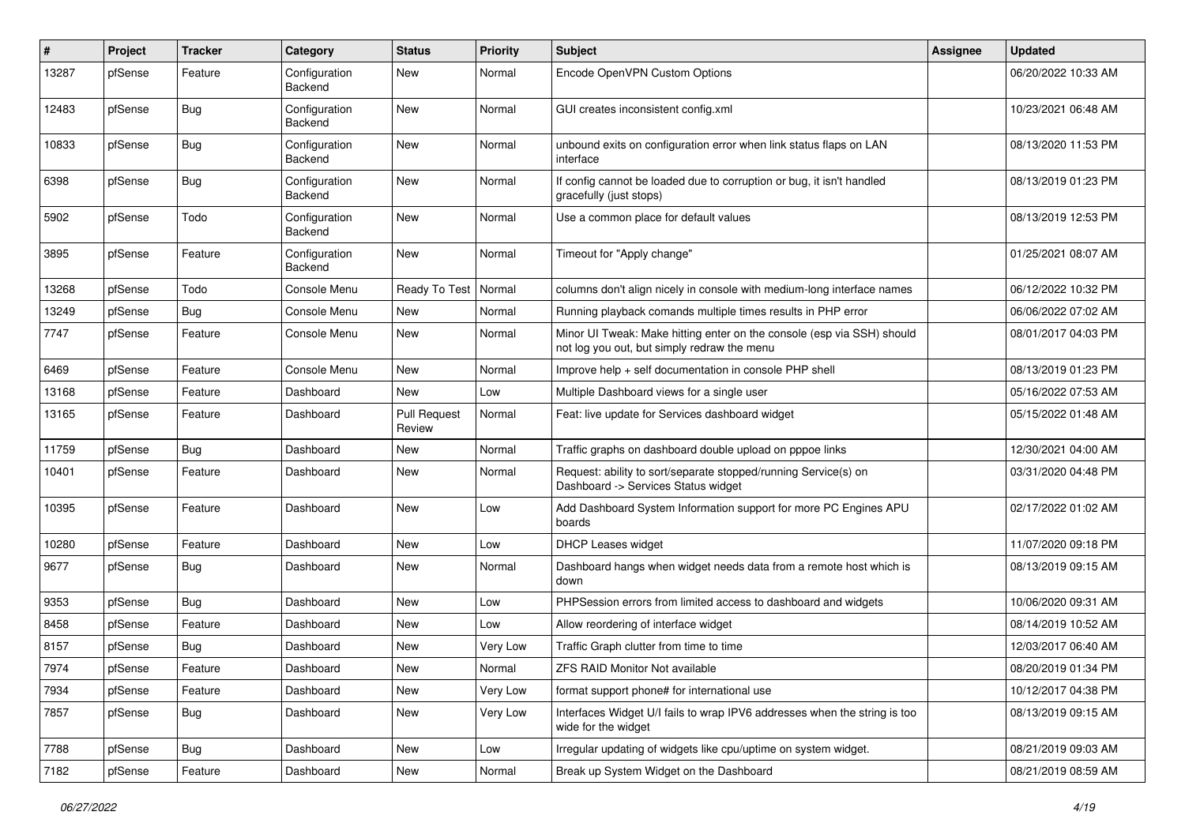| # | Project | Tracker | Category | Status | Priority | Subject | Assignee | Updated |
|---|---|---|---|---|---|---|---|---|
| 13287 | pfSense | Feature | Configuration Backend | New | Normal | Encode OpenVPN Custom Options | | 06/20/2022 10:33 AM |
| 12483 | pfSense | Bug | Configuration Backend | New | Normal | GUI creates inconsistent config.xml | | 10/23/2021 06:48 AM |
| 10833 | pfSense | Bug | Configuration Backend | New | Normal | unbound exits on configuration error when link status flaps on LAN interface | | 08/13/2020 11:53 PM |
| 6398 | pfSense | Bug | Configuration Backend | New | Normal | If config cannot be loaded due to corruption or bug, it isn't handled gracefully (just stops) | | 08/13/2019 01:23 PM |
| 5902 | pfSense | Todo | Configuration Backend | New | Normal | Use a common place for default values | | 08/13/2019 12:53 PM |
| 3895 | pfSense | Feature | Configuration Backend | New | Normal | Timeout for "Apply change" | | 01/25/2021 08:07 AM |
| 13268 | pfSense | Todo | Console Menu | Ready To Test | Normal | columns don't align nicely in console with medium-long interface names | | 06/12/2022 10:32 PM |
| 13249 | pfSense | Bug | Console Menu | New | Normal | Running playback comands multiple times results in PHP error | | 06/06/2022 07:02 AM |
| 7747 | pfSense | Feature | Console Menu | New | Normal | Minor UI Tweak: Make hitting enter on the console (esp via SSH) should not log you out, but simply redraw the menu | | 08/01/2017 04:03 PM |
| 6469 | pfSense | Feature | Console Menu | New | Normal | Improve help + self documentation in console PHP shell | | 08/13/2019 01:23 PM |
| 13168 | pfSense | Feature | Dashboard | New | Low | Multiple Dashboard views for a single user | | 05/16/2022 07:53 AM |
| 13165 | pfSense | Feature | Dashboard | Pull Request Review | Normal | Feat: live update for Services dashboard widget | | 05/15/2022 01:48 AM |
| 11759 | pfSense | Bug | Dashboard | New | Normal | Traffic graphs on dashboard double upload on pppoe links | | 12/30/2021 04:00 AM |
| 10401 | pfSense | Feature | Dashboard | New | Normal | Request: ability to sort/separate stopped/running Service(s) on Dashboard -> Services Status widget | | 03/31/2020 04:48 PM |
| 10395 | pfSense | Feature | Dashboard | New | Low | Add Dashboard System Information support for more PC Engines APU boards | | 02/17/2022 01:02 AM |
| 10280 | pfSense | Feature | Dashboard | New | Low | DHCP Leases widget | | 11/07/2020 09:18 PM |
| 9677 | pfSense | Bug | Dashboard | New | Normal | Dashboard hangs when widget needs data from a remote host which is down | | 08/13/2019 09:15 AM |
| 9353 | pfSense | Bug | Dashboard | New | Low | PHPSession errors from limited access to dashboard and widgets | | 10/06/2020 09:31 AM |
| 8458 | pfSense | Feature | Dashboard | New | Low | Allow reordering of interface widget | | 08/14/2019 10:52 AM |
| 8157 | pfSense | Bug | Dashboard | New | Very Low | Traffic Graph clutter from time to time | | 12/03/2017 06:40 AM |
| 7974 | pfSense | Feature | Dashboard | New | Normal | ZFS RAID Monitor Not available | | 08/20/2019 01:34 PM |
| 7934 | pfSense | Feature | Dashboard | New | Very Low | format support phone# for international use | | 10/12/2017 04:38 PM |
| 7857 | pfSense | Bug | Dashboard | New | Very Low | Interfaces Widget U/I fails to wrap IPV6 addresses when the string is too wide for the widget | | 08/13/2019 09:15 AM |
| 7788 | pfSense | Bug | Dashboard | New | Low | Irregular updating of widgets like cpu/uptime on system widget. | | 08/21/2019 09:03 AM |
| 7182 | pfSense | Feature | Dashboard | New | Normal | Break up System Widget on the Dashboard | | 08/21/2019 08:59 AM |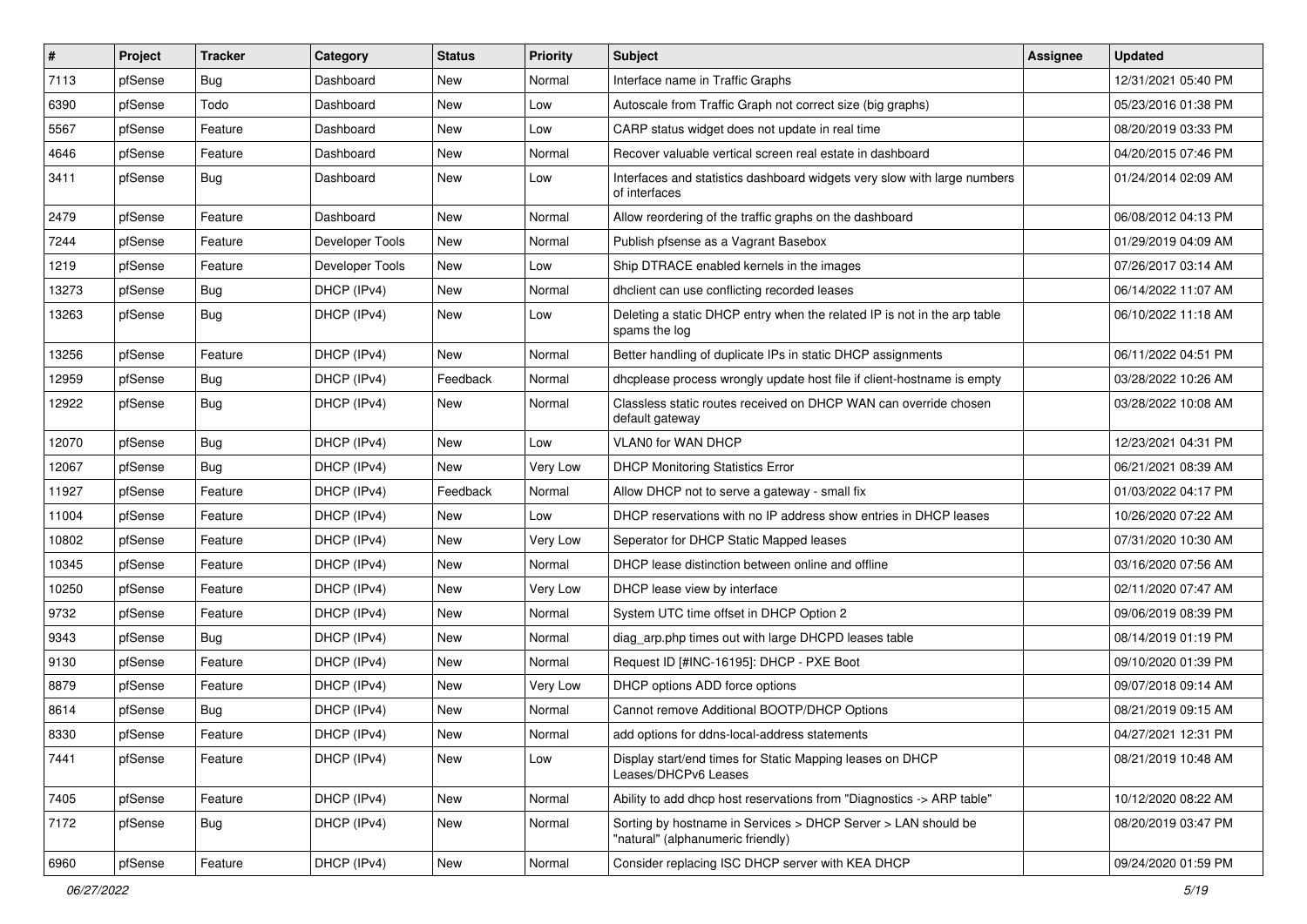| # | Project | Tracker | Category | Status | Priority | Subject | Assignee | Updated |
|---|---|---|---|---|---|---|---|---|
| 7113 | pfSense | Bug | Dashboard | New | Normal | Interface name in Traffic Graphs | | 12/31/2021 05:40 PM |
| 6390 | pfSense | Todo | Dashboard | New | Low | Autoscale from Traffic Graph not correct size (big graphs) | | 05/23/2016 01:38 PM |
| 5567 | pfSense | Feature | Dashboard | New | Low | CARP status widget does not update in real time | | 08/20/2019 03:33 PM |
| 4646 | pfSense | Feature | Dashboard | New | Normal | Recover valuable vertical screen real estate in dashboard | | 04/20/2015 07:46 PM |
| 3411 | pfSense | Bug | Dashboard | New | Low | Interfaces and statistics dashboard widgets very slow with large numbers of interfaces | | 01/24/2014 02:09 AM |
| 2479 | pfSense | Feature | Dashboard | New | Normal | Allow reordering of the traffic graphs on the dashboard | | 06/08/2012 04:13 PM |
| 7244 | pfSense | Feature | Developer Tools | New | Normal | Publish pfsense as a Vagrant Basebox | | 01/29/2019 04:09 AM |
| 1219 | pfSense | Feature | Developer Tools | New | Low | Ship DTRACE enabled kernels in the images | | 07/26/2017 03:14 AM |
| 13273 | pfSense | Bug | DHCP (IPv4) | New | Normal | dhclient can use conflicting recorded leases | | 06/14/2022 11:07 AM |
| 13263 | pfSense | Bug | DHCP (IPv4) | New | Low | Deleting a static DHCP entry when the related IP is not in the arp table spams the log | | 06/10/2022 11:18 AM |
| 13256 | pfSense | Feature | DHCP (IPv4) | New | Normal | Better handling of duplicate IPs in static DHCP assignments | | 06/11/2022 04:51 PM |
| 12959 | pfSense | Bug | DHCP (IPv4) | Feedback | Normal | dhcplease process wrongly update host file if client-hostname is empty | | 03/28/2022 10:26 AM |
| 12922 | pfSense | Bug | DHCP (IPv4) | New | Normal | Classless static routes received on DHCP WAN can override chosen default gateway | | 03/28/2022 10:08 AM |
| 12070 | pfSense | Bug | DHCP (IPv4) | New | Low | VLAN0 for WAN DHCP | | 12/23/2021 04:31 PM |
| 12067 | pfSense | Bug | DHCP (IPv4) | New | Very Low | DHCP Monitoring Statistics Error | | 06/21/2021 08:39 AM |
| 11927 | pfSense | Feature | DHCP (IPv4) | Feedback | Normal | Allow DHCP not to serve a gateway - small fix | | 01/03/2022 04:17 PM |
| 11004 | pfSense | Feature | DHCP (IPv4) | New | Low | DHCP reservations with no IP address show entries in DHCP leases | | 10/26/2020 07:22 AM |
| 10802 | pfSense | Feature | DHCP (IPv4) | New | Very Low | Seperator for DHCP Static Mapped leases | | 07/31/2020 10:30 AM |
| 10345 | pfSense | Feature | DHCP (IPv4) | New | Normal | DHCP lease distinction between online and offline | | 03/16/2020 07:56 AM |
| 10250 | pfSense | Feature | DHCP (IPv4) | New | Very Low | DHCP lease view by interface | | 02/11/2020 07:47 AM |
| 9732 | pfSense | Feature | DHCP (IPv4) | New | Normal | System UTC time offset in DHCP Option 2 | | 09/06/2019 08:39 PM |
| 9343 | pfSense | Bug | DHCP (IPv4) | New | Normal | diag_arp.php times out with large DHCPD leases table | | 08/14/2019 01:19 PM |
| 9130 | pfSense | Feature | DHCP (IPv4) | New | Normal | Request ID [#INC-16195]: DHCP - PXE Boot | | 09/10/2020 01:39 PM |
| 8879 | pfSense | Feature | DHCP (IPv4) | New | Very Low | DHCP options ADD force options | | 09/07/2018 09:14 AM |
| 8614 | pfSense | Bug | DHCP (IPv4) | New | Normal | Cannot remove Additional BOOTP/DHCP Options | | 08/21/2019 09:15 AM |
| 8330 | pfSense | Feature | DHCP (IPv4) | New | Normal | add options for ddns-local-address statements | | 04/27/2021 12:31 PM |
| 7441 | pfSense | Feature | DHCP (IPv4) | New | Low | Display start/end times for Static Mapping leases on DHCP Leases/DHCPv6 Leases | | 08/21/2019 10:48 AM |
| 7405 | pfSense | Feature | DHCP (IPv4) | New | Normal | Ability to add dhcp host reservations from "Diagnostics -> ARP table" | | 10/12/2020 08:22 AM |
| 7172 | pfSense | Bug | DHCP (IPv4) | New | Normal | Sorting by hostname in Services > DHCP Server > LAN should be "natural" (alphanumeric friendly) | | 08/20/2019 03:47 PM |
| 6960 | pfSense | Feature | DHCP (IPv4) | New | Normal | Consider replacing ISC DHCP server with KEA DHCP | | 09/24/2020 01:59 PM |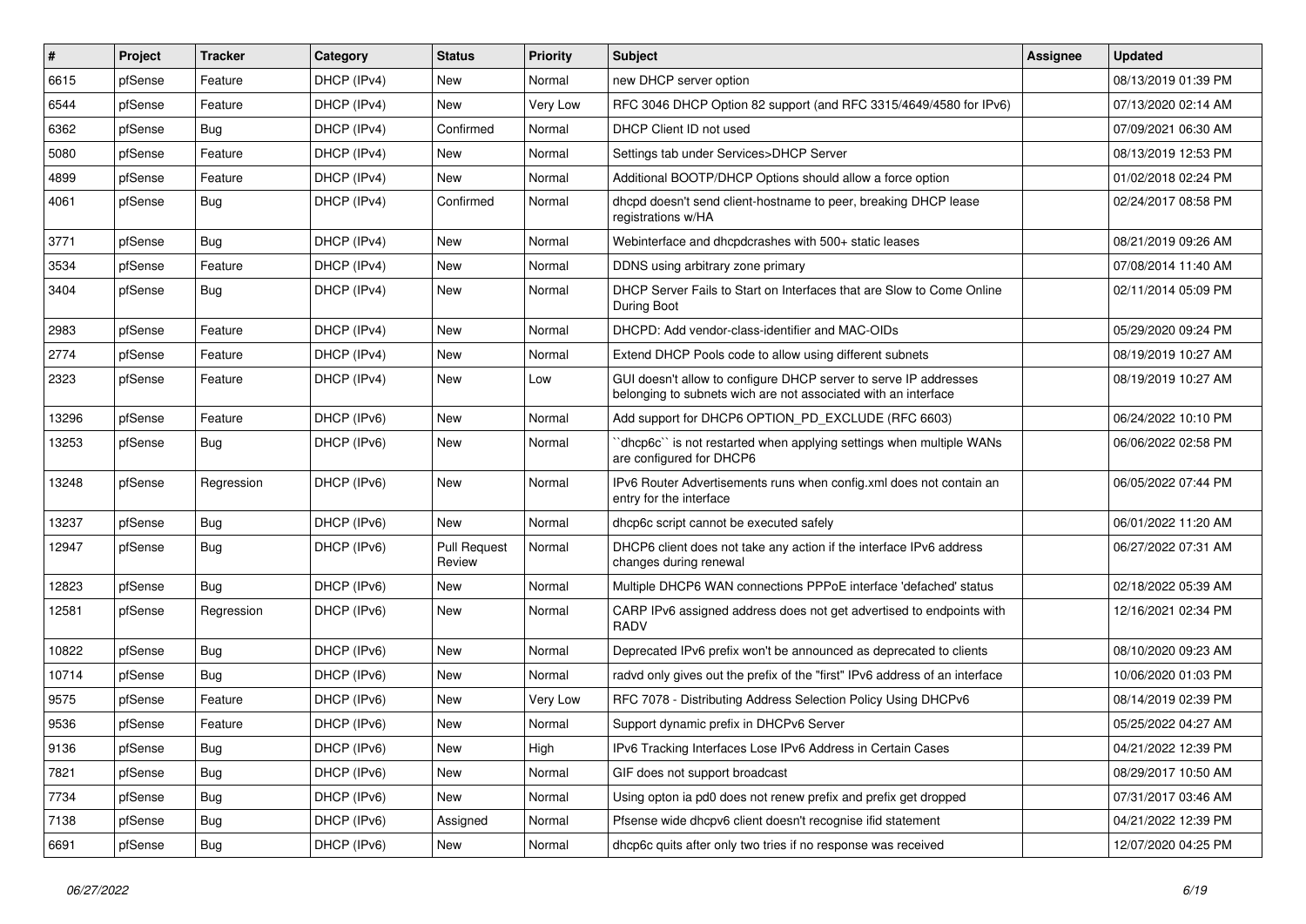| # | Project | Tracker | Category | Status | Priority | Subject | Assignee | Updated |
|---|---|---|---|---|---|---|---|---|
| 6615 | pfSense | Feature | DHCP (IPv4) | New | Normal | new DHCP server option | | 08/13/2019 01:39 PM |
| 6544 | pfSense | Feature | DHCP (IPv4) | New | Very Low | RFC 3046 DHCP Option 82 support (and RFC 3315/4649/4580 for IPv6) | | 07/13/2020 02:14 AM |
| 6362 | pfSense | Bug | DHCP (IPv4) | Confirmed | Normal | DHCP Client ID not used | | 07/09/2021 06:30 AM |
| 5080 | pfSense | Feature | DHCP (IPv4) | New | Normal | Settings tab under Services>DHCP Server | | 08/13/2019 12:53 PM |
| 4899 | pfSense | Feature | DHCP (IPv4) | New | Normal | Additional BOOTP/DHCP Options should allow a force option | | 01/02/2018 02:24 PM |
| 4061 | pfSense | Bug | DHCP (IPv4) | Confirmed | Normal | dhcpd doesn't send client-hostname to peer, breaking DHCP lease registrations w/HA | | 02/24/2017 08:58 PM |
| 3771 | pfSense | Bug | DHCP (IPv4) | New | Normal | Webinterface and dhcpdcrashes with 500+ static leases | | 08/21/2019 09:26 AM |
| 3534 | pfSense | Feature | DHCP (IPv4) | New | Normal | DDNS using arbitrary zone primary | | 07/08/2014 11:40 AM |
| 3404 | pfSense | Bug | DHCP (IPv4) | New | Normal | DHCP Server Fails to Start on Interfaces that are Slow to Come Online During Boot | | 02/11/2014 05:09 PM |
| 2983 | pfSense | Feature | DHCP (IPv4) | New | Normal | DHCPD: Add vendor-class-identifier and MAC-OIDs | | 05/29/2020 09:24 PM |
| 2774 | pfSense | Feature | DHCP (IPv4) | New | Normal | Extend DHCP Pools code to allow using different subnets | | 08/19/2019 10:27 AM |
| 2323 | pfSense | Feature | DHCP (IPv4) | New | Low | GUI doesn't allow to configure DHCP server to serve IP addresses belonging to subnets wich are not associated with an interface | | 08/19/2019 10:27 AM |
| 13296 | pfSense | Feature | DHCP (IPv6) | New | Normal | Add support for DHCP6 OPTION_PD_EXCLUDE (RFC 6603) | | 06/24/2022 10:10 PM |
| 13253 | pfSense | Bug | DHCP (IPv6) | New | Normal | ``dhcp6c`` is not restarted when applying settings when multiple WANs are configured for DHCP6 | | 06/06/2022 02:58 PM |
| 13248 | pfSense | Regression | DHCP (IPv6) | New | Normal | IPv6 Router Advertisements runs when config.xml does not contain an entry for the interface | | 06/05/2022 07:44 PM |
| 13237 | pfSense | Bug | DHCP (IPv6) | New | Normal | dhcp6c script cannot be executed safely | | 06/01/2022 11:20 AM |
| 12947 | pfSense | Bug | DHCP (IPv6) | Pull Request Review | Normal | DHCP6 client does not take any action if the interface IPv6 address changes during renewal | | 06/27/2022 07:31 AM |
| 12823 | pfSense | Bug | DHCP (IPv6) | New | Normal | Multiple DHCP6 WAN connections PPPoE interface 'defached' status | | 02/18/2022 05:39 AM |
| 12581 | pfSense | Regression | DHCP (IPv6) | New | Normal | CARP IPv6 assigned address does not get advertised to endpoints with RADV | | 12/16/2021 02:34 PM |
| 10822 | pfSense | Bug | DHCP (IPv6) | New | Normal | Deprecated IPv6 prefix won't be announced as deprecated to clients | | 08/10/2020 09:23 AM |
| 10714 | pfSense | Bug | DHCP (IPv6) | New | Normal | radvd only gives out the prefix of the "first" IPv6 address of an interface | | 10/06/2020 01:03 PM |
| 9575 | pfSense | Feature | DHCP (IPv6) | New | Very Low | RFC 7078 - Distributing Address Selection Policy Using DHCPv6 | | 08/14/2019 02:39 PM |
| 9536 | pfSense | Feature | DHCP (IPv6) | New | Normal | Support dynamic prefix in DHCPv6 Server | | 05/25/2022 04:27 AM |
| 9136 | pfSense | Bug | DHCP (IPv6) | New | High | IPv6 Tracking Interfaces Lose IPv6 Address in Certain Cases | | 04/21/2022 12:39 PM |
| 7821 | pfSense | Bug | DHCP (IPv6) | New | Normal | GIF does not support broadcast | | 08/29/2017 10:50 AM |
| 7734 | pfSense | Bug | DHCP (IPv6) | New | Normal | Using opton ia pd0 does not renew prefix and prefix get dropped | | 07/31/2017 03:46 AM |
| 7138 | pfSense | Bug | DHCP (IPv6) | Assigned | Normal | Pfsense wide dhcpv6 client doesn't recognise ifid statement | | 04/21/2022 12:39 PM |
| 6691 | pfSense | Bug | DHCP (IPv6) | New | Normal | dhcp6c quits after only two tries if no response was received | | 12/07/2020 04:25 PM |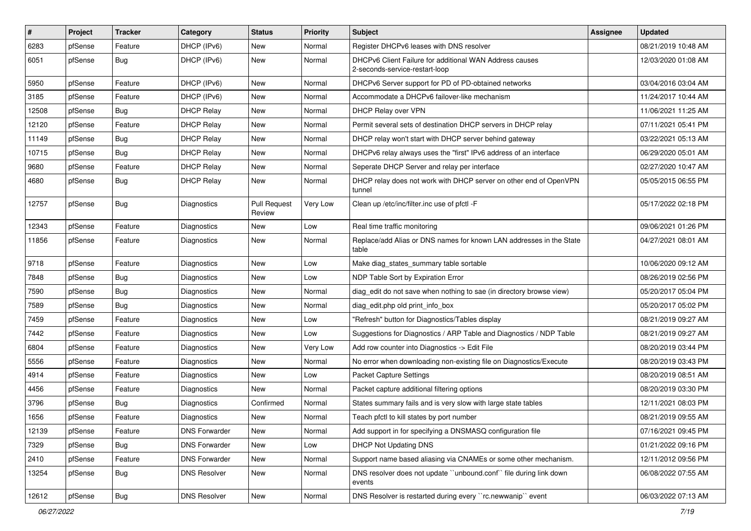| # | Project | Tracker | Category | Status | Priority | Subject | Assignee | Updated |
|---|---|---|---|---|---|---|---|---|
| 6283 | pfSense | Feature | DHCP (IPv6) | New | Normal | Register DHCPv6 leases with DNS resolver | | 08/21/2019 10:48 AM |
| 6051 | pfSense | Bug | DHCP (IPv6) | New | Normal | DHCPv6 Client Failure for additional WAN Address causes 2-seconds-service-restart-loop | | 12/03/2020 01:08 AM |
| 5950 | pfSense | Feature | DHCP (IPv6) | New | Normal | DHCPv6 Server support for PD of PD-obtained networks | | 03/04/2016 03:04 AM |
| 3185 | pfSense | Feature | DHCP (IPv6) | New | Normal | Accommodate a DHCPv6 failover-like mechanism | | 11/24/2017 10:44 AM |
| 12508 | pfSense | Bug | DHCP Relay | New | Normal | DHCP Relay over VPN | | 11/06/2021 11:25 AM |
| 12120 | pfSense | Feature | DHCP Relay | New | Normal | Permit several sets of destination DHCP servers in DHCP relay | | 07/11/2021 05:41 PM |
| 11149 | pfSense | Bug | DHCP Relay | New | Normal | DHCP relay won't start with DHCP server behind gateway | | 03/22/2021 05:13 AM |
| 10715 | pfSense | Bug | DHCP Relay | New | Normal | DHCPv6 relay always uses the "first" IPv6 address of an interface | | 06/29/2020 05:01 AM |
| 9680 | pfSense | Feature | DHCP Relay | New | Normal | Seperate DHCP Server and relay per interface | | 02/27/2020 10:47 AM |
| 4680 | pfSense | Bug | DHCP Relay | New | Normal | DHCP relay does not work with DHCP server on other end of OpenVPN tunnel | | 05/05/2015 06:55 PM |
| 12757 | pfSense | Bug | Diagnostics | Pull Request Review | Very Low | Clean up /etc/inc/filter.inc use of pfctl -F | | 05/17/2022 02:18 PM |
| 12343 | pfSense | Feature | Diagnostics | New | Low | Real time traffic monitoring | | 09/06/2021 01:26 PM |
| 11856 | pfSense | Feature | Diagnostics | New | Normal | Replace/add Alias or DNS names for known LAN addresses in the State table | | 04/27/2021 08:01 AM |
| 9718 | pfSense | Feature | Diagnostics | New | Low | Make diag_states_summary table sortable | | 10/06/2020 09:12 AM |
| 7848 | pfSense | Bug | Diagnostics | New | Low | NDP Table Sort by Expiration Error | | 08/26/2019 02:56 PM |
| 7590 | pfSense | Bug | Diagnostics | New | Normal | diag_edit do not save when nothing to sae (in directory browse view) | | 05/20/2017 05:04 PM |
| 7589 | pfSense | Bug | Diagnostics | New | Normal | diag_edit.php old print_info_box | | 05/20/2017 05:02 PM |
| 7459 | pfSense | Feature | Diagnostics | New | Low | "Refresh" button for Diagnostics/Tables display | | 08/21/2019 09:27 AM |
| 7442 | pfSense | Feature | Diagnostics | New | Low | Suggestions for Diagnostics / ARP Table and Diagnostics / NDP Table | | 08/21/2019 09:27 AM |
| 6804 | pfSense | Feature | Diagnostics | New | Very Low | Add row counter into Diagnostics -> Edit File | | 08/20/2019 03:44 PM |
| 5556 | pfSense | Feature | Diagnostics | New | Normal | No error when downloading non-existing file on Diagnostics/Execute | | 08/20/2019 03:43 PM |
| 4914 | pfSense | Feature | Diagnostics | New | Low | Packet Capture Settings | | 08/20/2019 08:51 AM |
| 4456 | pfSense | Feature | Diagnostics | New | Normal | Packet capture additional filtering options | | 08/20/2019 03:30 PM |
| 3796 | pfSense | Bug | Diagnostics | Confirmed | Normal | States summary fails and is very slow with large state tables | | 12/11/2021 08:03 PM |
| 1656 | pfSense | Feature | Diagnostics | New | Normal | Teach pfctl to kill states by port number | | 08/21/2019 09:55 AM |
| 12139 | pfSense | Feature | DNS Forwarder | New | Normal | Add support in for specifying a DNSMASQ configuration file | | 07/16/2021 09:45 PM |
| 7329 | pfSense | Bug | DNS Forwarder | New | Low | DHCP Not Updating DNS | | 01/21/2022 09:16 PM |
| 2410 | pfSense | Feature | DNS Forwarder | New | Normal | Support name based aliasing via CNAMEs or some other mechanism. | | 12/11/2012 09:56 PM |
| 13254 | pfSense | Bug | DNS Resolver | New | Normal | DNS resolver does not update ``unbound.conf`` file during link down events | | 06/08/2022 07:55 AM |
| 12612 | pfSense | Bug | DNS Resolver | New | Normal | DNS Resolver is restarted during every ``rc.newwanip`` event | | 06/03/2022 07:13 AM |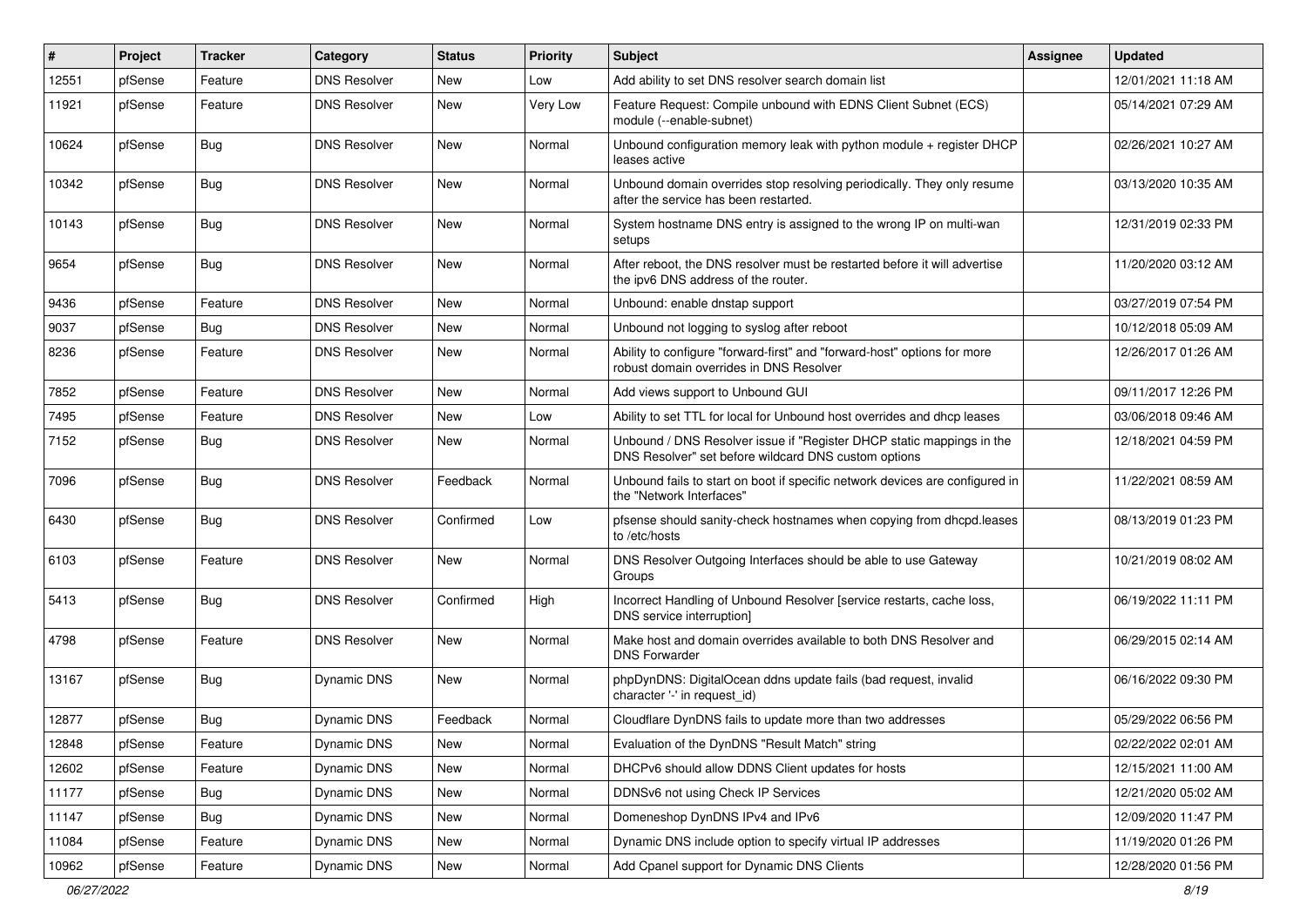| # | Project | Tracker | Category | Status | Priority | Subject | Assignee | Updated |
|---|---|---|---|---|---|---|---|---|
| 12551 | pfSense | Feature | DNS Resolver | New | Low | Add ability to set DNS resolver search domain list | | 12/01/2021 11:18 AM |
| 11921 | pfSense | Feature | DNS Resolver | New | Very Low | Feature Request: Compile unbound with EDNS Client Subnet (ECS) module (--enable-subnet) | | 05/14/2021 07:29 AM |
| 10624 | pfSense | Bug | DNS Resolver | New | Normal | Unbound configuration memory leak with python module + register DHCP leases active | | 02/26/2021 10:27 AM |
| 10342 | pfSense | Bug | DNS Resolver | New | Normal | Unbound domain overrides stop resolving periodically. They only resume after the service has been restarted. | | 03/13/2020 10:35 AM |
| 10143 | pfSense | Bug | DNS Resolver | New | Normal | System hostname DNS entry is assigned to the wrong IP on multi-wan setups | | 12/31/2019 02:33 PM |
| 9654 | pfSense | Bug | DNS Resolver | New | Normal | After reboot, the DNS resolver must be restarted before it will advertise the ipv6 DNS address of the router. | | 11/20/2020 03:12 AM |
| 9436 | pfSense | Feature | DNS Resolver | New | Normal | Unbound: enable dnstap support | | 03/27/2019 07:54 PM |
| 9037 | pfSense | Bug | DNS Resolver | New | Normal | Unbound not logging to syslog after reboot | | 10/12/2018 05:09 AM |
| 8236 | pfSense | Feature | DNS Resolver | New | Normal | Ability to configure "forward-first" and "forward-host" options for more robust domain overrides in DNS Resolver | | 12/26/2017 01:26 AM |
| 7852 | pfSense | Feature | DNS Resolver | New | Normal | Add views support to Unbound GUI | | 09/11/2017 12:26 PM |
| 7495 | pfSense | Feature | DNS Resolver | New | Low | Ability to set TTL for local for Unbound host overrides and dhcp leases | | 03/06/2018 09:46 AM |
| 7152 | pfSense | Bug | DNS Resolver | New | Normal | Unbound / DNS Resolver issue if "Register DHCP static mappings in the DNS Resolver" set before wildcard DNS custom options | | 12/18/2021 04:59 PM |
| 7096 | pfSense | Bug | DNS Resolver | Feedback | Normal | Unbound fails to start on boot if specific network devices are configured in the "Network Interfaces" | | 11/22/2021 08:59 AM |
| 6430 | pfSense | Bug | DNS Resolver | Confirmed | Low | pfsense should sanity-check hostnames when copying from dhcpd.leases to /etc/hosts | | 08/13/2019 01:23 PM |
| 6103 | pfSense | Feature | DNS Resolver | New | Normal | DNS Resolver Outgoing Interfaces should be able to use Gateway Groups | | 10/21/2019 08:02 AM |
| 5413 | pfSense | Bug | DNS Resolver | Confirmed | High | Incorrect Handling of Unbound Resolver [service restarts, cache loss, DNS service interruption] | | 06/19/2022 11:11 PM |
| 4798 | pfSense | Feature | DNS Resolver | New | Normal | Make host and domain overrides available to both DNS Resolver and DNS Forwarder | | 06/29/2015 02:14 AM |
| 13167 | pfSense | Bug | Dynamic DNS | New | Normal | phpDynDNS: DigitalOcean ddns update fails (bad request, invalid character '-' in request_id) | | 06/16/2022 09:30 PM |
| 12877 | pfSense | Bug | Dynamic DNS | Feedback | Normal | Cloudflare DynDNS fails to update more than two addresses | | 05/29/2022 06:56 PM |
| 12848 | pfSense | Feature | Dynamic DNS | New | Normal | Evaluation of the DynDNS "Result Match" string | | 02/22/2022 02:01 AM |
| 12602 | pfSense | Feature | Dynamic DNS | New | Normal | DHCPv6 should allow DDNS Client updates for hosts | | 12/15/2021 11:00 AM |
| 11177 | pfSense | Bug | Dynamic DNS | New | Normal | DDNSv6 not using Check IP Services | | 12/21/2020 05:02 AM |
| 11147 | pfSense | Bug | Dynamic DNS | New | Normal | Domeneshop DynDNS IPv4 and IPv6 | | 12/09/2020 11:47 PM |
| 11084 | pfSense | Feature | Dynamic DNS | New | Normal | Dynamic DNS include option to specify virtual IP addresses | | 11/19/2020 01:26 PM |
| 10962 | pfSense | Feature | Dynamic DNS | New | Normal | Add Cpanel support for Dynamic DNS Clients | | 12/28/2020 01:56 PM |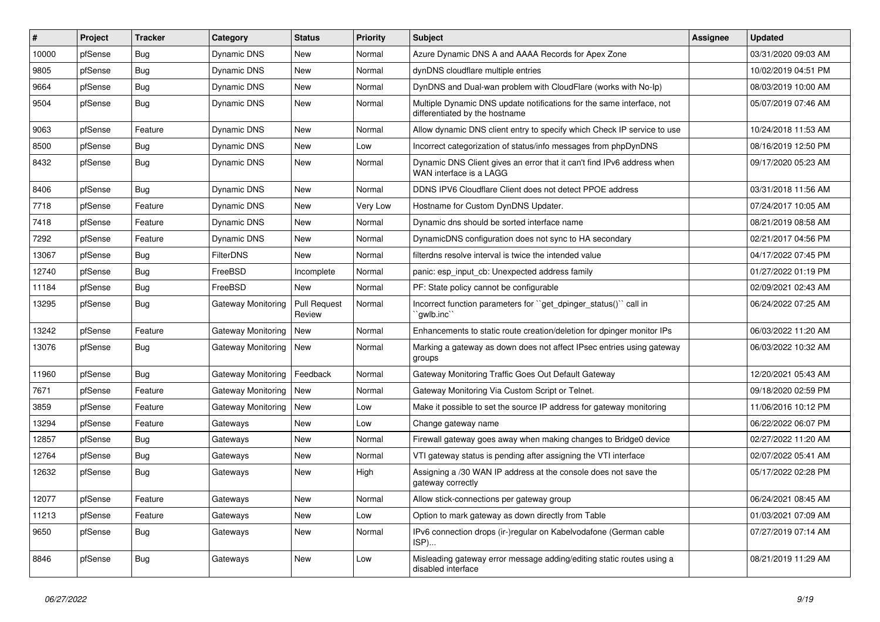| # | Project | Tracker | Category | Status | Priority | Subject | Assignee | Updated |
|---|---|---|---|---|---|---|---|---|
| 10000 | pfSense | Bug | Dynamic DNS | New | Normal | Azure Dynamic DNS A and AAAA Records for Apex Zone | | 03/31/2020 09:03 AM |
| 9805 | pfSense | Bug | Dynamic DNS | New | Normal | dynDNS cloudflare multiple entries | | 10/02/2019 04:51 PM |
| 9664 | pfSense | Bug | Dynamic DNS | New | Normal | DynDNS and Dual-wan problem with CloudFlare (works with No-Ip) | | 08/03/2019 10:00 AM |
| 9504 | pfSense | Bug | Dynamic DNS | New | Normal | Multiple Dynamic DNS update notifications for the same interface, not differentiated by the hostname | | 05/07/2019 07:46 AM |
| 9063 | pfSense | Feature | Dynamic DNS | New | Normal | Allow dynamic DNS client entry to specify which Check IP service to use | | 10/24/2018 11:53 AM |
| 8500 | pfSense | Bug | Dynamic DNS | New | Low | Incorrect categorization of status/info messages from phpDynDNS | | 08/16/2019 12:50 PM |
| 8432 | pfSense | Bug | Dynamic DNS | New | Normal | Dynamic DNS Client gives an error that it can't find IPv6 address when WAN interface is a LAGG | | 09/17/2020 05:23 AM |
| 8406 | pfSense | Bug | Dynamic DNS | New | Normal | DDNS IPV6 Cloudflare Client does not detect PPOE address | | 03/31/2018 11:56 AM |
| 7718 | pfSense | Feature | Dynamic DNS | New | Very Low | Hostname for Custom DynDNS Updater. | | 07/24/2017 10:05 AM |
| 7418 | pfSense | Feature | Dynamic DNS | New | Normal | Dynamic dns should be sorted interface name | | 08/21/2019 08:58 AM |
| 7292 | pfSense | Feature | Dynamic DNS | New | Normal | DynamicDNS configuration does not sync to HA secondary | | 02/21/2017 04:56 PM |
| 13067 | pfSense | Bug | FilterDNS | New | Normal | filterdns resolve interval is twice the intended value | | 04/17/2022 07:45 PM |
| 12740 | pfSense | Bug | FreeBSD | Incomplete | Normal | panic: esp_input_cb: Unexpected address family | | 01/27/2022 01:19 PM |
| 11184 | pfSense | Bug | FreeBSD | New | Normal | PF: State policy cannot be configurable | | 02/09/2021 02:43 AM |
| 13295 | pfSense | Bug | Gateway Monitoring | Pull Request Review | Normal | Incorrect function parameters for ``get_dpinger_status()`` call in ``gwlb.inc`` | | 06/24/2022 07:25 AM |
| 13242 | pfSense | Feature | Gateway Monitoring | New | Normal | Enhancements to static route creation/deletion for dpinger monitor IPs | | 06/03/2022 11:20 AM |
| 13076 | pfSense | Bug | Gateway Monitoring | New | Normal | Marking a gateway as down does not affect IPsec entries using gateway groups | | 06/03/2022 10:32 AM |
| 11960 | pfSense | Bug | Gateway Monitoring | Feedback | Normal | Gateway Monitoring Traffic Goes Out Default Gateway | | 12/20/2021 05:43 AM |
| 7671 | pfSense | Feature | Gateway Monitoring | New | Normal | Gateway Monitoring Via Custom Script or Telnet. | | 09/18/2020 02:59 PM |
| 3859 | pfSense | Feature | Gateway Monitoring | New | Low | Make it possible to set the source IP address for gateway monitoring | | 11/06/2016 10:12 PM |
| 13294 | pfSense | Feature | Gateways | New | Low | Change gateway name | | 06/22/2022 06:07 PM |
| 12857 | pfSense | Bug | Gateways | New | Normal | Firewall gateway goes away when making changes to Bridge0 device | | 02/27/2022 11:20 AM |
| 12764 | pfSense | Bug | Gateways | New | Normal | VTI gateway status is pending after assigning the VTI interface | | 02/07/2022 05:41 AM |
| 12632 | pfSense | Bug | Gateways | New | High | Assigning a /30 WAN IP address at the console does not save the gateway correctly | | 05/17/2022 02:28 PM |
| 12077 | pfSense | Feature | Gateways | New | Normal | Allow stick-connections per gateway group | | 06/24/2021 08:45 AM |
| 11213 | pfSense | Feature | Gateways | New | Low | Option to mark gateway as down directly from Table | | 01/03/2021 07:09 AM |
| 9650 | pfSense | Bug | Gateways | New | Normal | IPv6 connection drops (ir-)regular on Kabelvodafone (German cable ISP)... | | 07/27/2019 07:14 AM |
| 8846 | pfSense | Bug | Gateways | New | Low | Misleading gateway error message adding/editing static routes using a disabled interface | | 08/21/2019 11:29 AM |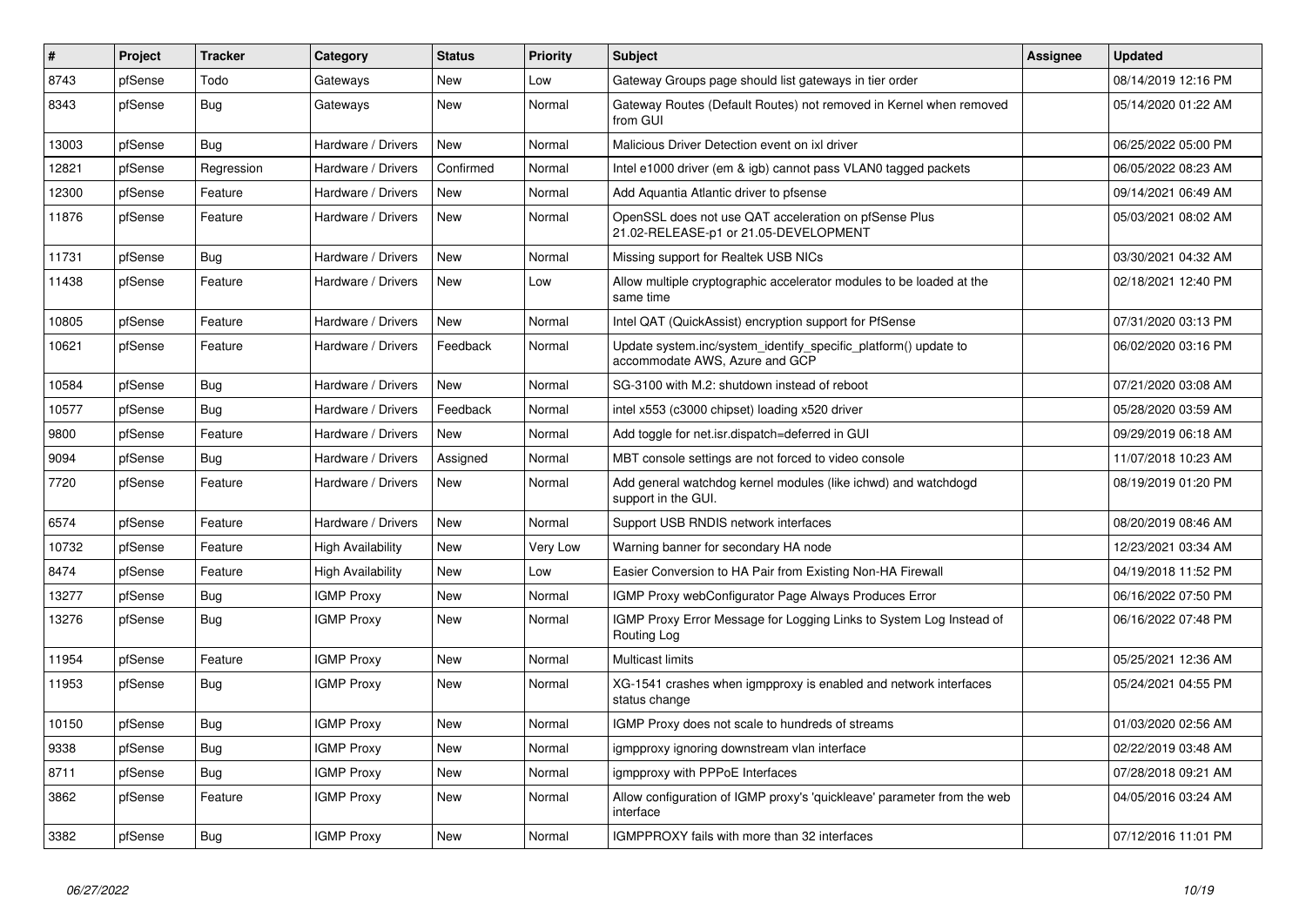| # | Project | Tracker | Category | Status | Priority | Subject | Assignee | Updated |
|---|---|---|---|---|---|---|---|---|
| 8743 | pfSense | Todo | Gateways | New | Low | Gateway Groups page should list gateways in tier order | | 08/14/2019 12:16 PM |
| 8343 | pfSense | Bug | Gateways | New | Normal | Gateway Routes (Default Routes) not removed in Kernel when removed from GUI | | 05/14/2020 01:22 AM |
| 13003 | pfSense | Bug | Hardware / Drivers | New | Normal | Malicious Driver Detection event on ixl driver | | 06/25/2022 05:00 PM |
| 12821 | pfSense | Regression | Hardware / Drivers | Confirmed | Normal | Intel e1000 driver (em & igb) cannot pass VLAN0 tagged packets | | 06/05/2022 08:23 AM |
| 12300 | pfSense | Feature | Hardware / Drivers | New | Normal | Add Aquantia Atlantic driver to pfsense | | 09/14/2021 06:49 AM |
| 11876 | pfSense | Feature | Hardware / Drivers | New | Normal | OpenSSL does not use QAT acceleration on pfSense Plus 21.02-RELEASE-p1 or 21.05-DEVELOPMENT | | 05/03/2021 08:02 AM |
| 11731 | pfSense | Bug | Hardware / Drivers | New | Normal | Missing support for Realtek USB NICs | | 03/30/2021 04:32 AM |
| 11438 | pfSense | Feature | Hardware / Drivers | New | Low | Allow multiple cryptographic accelerator modules to be loaded at the same time | | 02/18/2021 12:40 PM |
| 10805 | pfSense | Feature | Hardware / Drivers | New | Normal | Intel QAT (QuickAssist) encryption support for PfSense | | 07/31/2020 03:13 PM |
| 10621 | pfSense | Feature | Hardware / Drivers | Feedback | Normal | Update system.inc/system_identify_specific_platform() update to accommodate AWS, Azure and GCP | | 06/02/2020 03:16 PM |
| 10584 | pfSense | Bug | Hardware / Drivers | New | Normal | SG-3100 with M.2: shutdown instead of reboot | | 07/21/2020 03:08 AM |
| 10577 | pfSense | Bug | Hardware / Drivers | Feedback | Normal | intel x553 (c3000 chipset) loading x520 driver | | 05/28/2020 03:59 AM |
| 9800 | pfSense | Feature | Hardware / Drivers | New | Normal | Add toggle for net.isr.dispatch=deferred in GUI | | 09/29/2019 06:18 AM |
| 9094 | pfSense | Bug | Hardware / Drivers | Assigned | Normal | MBT console settings are not forced to video console | | 11/07/2018 10:23 AM |
| 7720 | pfSense | Feature | Hardware / Drivers | New | Normal | Add general watchdog kernel modules (like ichwd) and watchdogd support in the GUI. | | 08/19/2019 01:20 PM |
| 6574 | pfSense | Feature | Hardware / Drivers | New | Normal | Support USB RNDIS network interfaces | | 08/20/2019 08:46 AM |
| 10732 | pfSense | Feature | High Availability | New | Very Low | Warning banner for secondary HA node | | 12/23/2021 03:34 AM |
| 8474 | pfSense | Feature | High Availability | New | Low | Easier Conversion to HA Pair from Existing Non-HA Firewall | | 04/19/2018 11:52 PM |
| 13277 | pfSense | Bug | IGMP Proxy | New | Normal | IGMP Proxy webConfigurator Page Always Produces Error | | 06/16/2022 07:50 PM |
| 13276 | pfSense | Bug | IGMP Proxy | New | Normal | IGMP Proxy Error Message for Logging Links to System Log Instead of Routing Log | | 06/16/2022 07:48 PM |
| 11954 | pfSense | Feature | IGMP Proxy | New | Normal | Multicast limits | | 05/25/2021 12:36 AM |
| 11953 | pfSense | Bug | IGMP Proxy | New | Normal | XG-1541 crashes when igmpproxy is enabled and network interfaces status change | | 05/24/2021 04:55 PM |
| 10150 | pfSense | Bug | IGMP Proxy | New | Normal | IGMP Proxy does not scale to hundreds of streams | | 01/03/2020 02:56 AM |
| 9338 | pfSense | Bug | IGMP Proxy | New | Normal | igmpproxy ignoring downstream vlan interface | | 02/22/2019 03:48 AM |
| 8711 | pfSense | Bug | IGMP Proxy | New | Normal | igmpproxy with PPPoE Interfaces | | 07/28/2018 09:21 AM |
| 3862 | pfSense | Feature | IGMP Proxy | New | Normal | Allow configuration of IGMP proxy's 'quickleave' parameter from the web interface | | 04/05/2016 03:24 AM |
| 3382 | pfSense | Bug | IGMP Proxy | New | Normal | IGMPPROXY fails with more than 32 interfaces | | 07/12/2016 11:01 PM |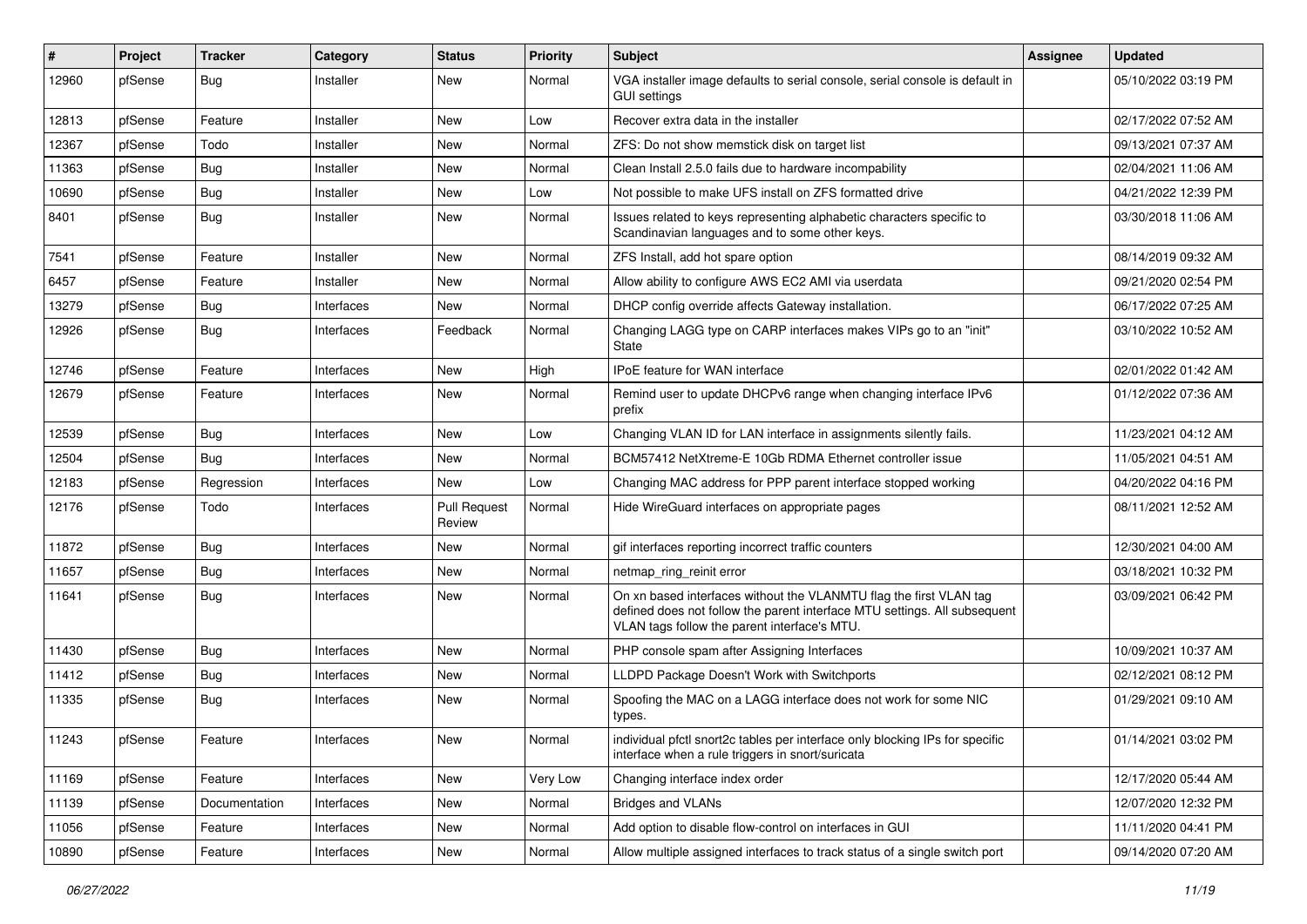| # | Project | Tracker | Category | Status | Priority | Subject | Assignee | Updated |
|---|---|---|---|---|---|---|---|---|
| 12960 | pfSense | Bug | Installer | New | Normal | VGA installer image defaults to serial console, serial console is default in GUI settings | | 05/10/2022 03:19 PM |
| 12813 | pfSense | Feature | Installer | New | Low | Recover extra data in the installer | | 02/17/2022 07:52 AM |
| 12367 | pfSense | Todo | Installer | New | Normal | ZFS: Do not show memstick disk on target list | | 09/13/2021 07:37 AM |
| 11363 | pfSense | Bug | Installer | New | Normal | Clean Install 2.5.0 fails due to hardware incompability | | 02/04/2021 11:06 AM |
| 10690 | pfSense | Bug | Installer | New | Low | Not possible to make UFS install on ZFS formatted drive | | 04/21/2022 12:39 PM |
| 8401 | pfSense | Bug | Installer | New | Normal | Issues related to keys representing alphabetic characters specific to Scandinavian languages and to some other keys. | | 03/30/2018 11:06 AM |
| 7541 | pfSense | Feature | Installer | New | Normal | ZFS Install, add hot spare option | | 08/14/2019 09:32 AM |
| 6457 | pfSense | Feature | Installer | New | Normal | Allow ability to configure AWS EC2 AMI via userdata | | 09/21/2020 02:54 PM |
| 13279 | pfSense | Bug | Interfaces | New | Normal | DHCP config override affects Gateway installation. | | 06/17/2022 07:25 AM |
| 12926 | pfSense | Bug | Interfaces | Feedback | Normal | Changing LAGG type on CARP interfaces makes VIPs go to an "init" State | | 03/10/2022 10:52 AM |
| 12746 | pfSense | Feature | Interfaces | New | High | IPoE feature for WAN interface | | 02/01/2022 01:42 AM |
| 12679 | pfSense | Feature | Interfaces | New | Normal | Remind user to update DHCPv6 range when changing interface IPv6 prefix | | 01/12/2022 07:36 AM |
| 12539 | pfSense | Bug | Interfaces | New | Low | Changing VLAN ID for LAN interface in assignments silently fails. | | 11/23/2021 04:12 AM |
| 12504 | pfSense | Bug | Interfaces | New | Normal | BCM57412 NetXtreme-E 10Gb RDMA Ethernet controller issue | | 11/05/2021 04:51 AM |
| 12183 | pfSense | Regression | Interfaces | New | Low | Changing MAC address for PPP parent interface stopped working | | 04/20/2022 04:16 PM |
| 12176 | pfSense | Todo | Interfaces | Pull Request Review | Normal | Hide WireGuard interfaces on appropriate pages | | 08/11/2021 12:52 AM |
| 11872 | pfSense | Bug | Interfaces | New | Normal | gif interfaces reporting incorrect traffic counters | | 12/30/2021 04:00 AM |
| 11657 | pfSense | Bug | Interfaces | New | Normal | netmap_ring_reinit error | | 03/18/2021 10:32 PM |
| 11641 | pfSense | Bug | Interfaces | New | Normal | On xn based interfaces without the VLANMTU flag the first VLAN tag defined does not follow the parent interface MTU settings. All subsequent VLAN tags follow the parent interface's MTU. | | 03/09/2021 06:42 PM |
| 11430 | pfSense | Bug | Interfaces | New | Normal | PHP console spam after Assigning Interfaces | | 10/09/2021 10:37 AM |
| 11412 | pfSense | Bug | Interfaces | New | Normal | LLDPD Package Doesn't Work with Switchports | | 02/12/2021 08:12 PM |
| 11335 | pfSense | Bug | Interfaces | New | Normal | Spoofing the MAC on a LAGG interface does not work for some NIC types. | | 01/29/2021 09:10 AM |
| 11243 | pfSense | Feature | Interfaces | New | Normal | individual pfctl snort2c tables per interface only blocking IPs for specific interface when a rule triggers in snort/suricata | | 01/14/2021 03:02 PM |
| 11169 | pfSense | Feature | Interfaces | New | Very Low | Changing interface index order | | 12/17/2020 05:44 AM |
| 11139 | pfSense | Documentation | Interfaces | New | Normal | Bridges and VLANs | | 12/07/2020 12:32 PM |
| 11056 | pfSense | Feature | Interfaces | New | Normal | Add option to disable flow-control on interfaces in GUI | | 11/11/2020 04:41 PM |
| 10890 | pfSense | Feature | Interfaces | New | Normal | Allow multiple assigned interfaces to track status of a single switch port | | 09/14/2020 07:20 AM |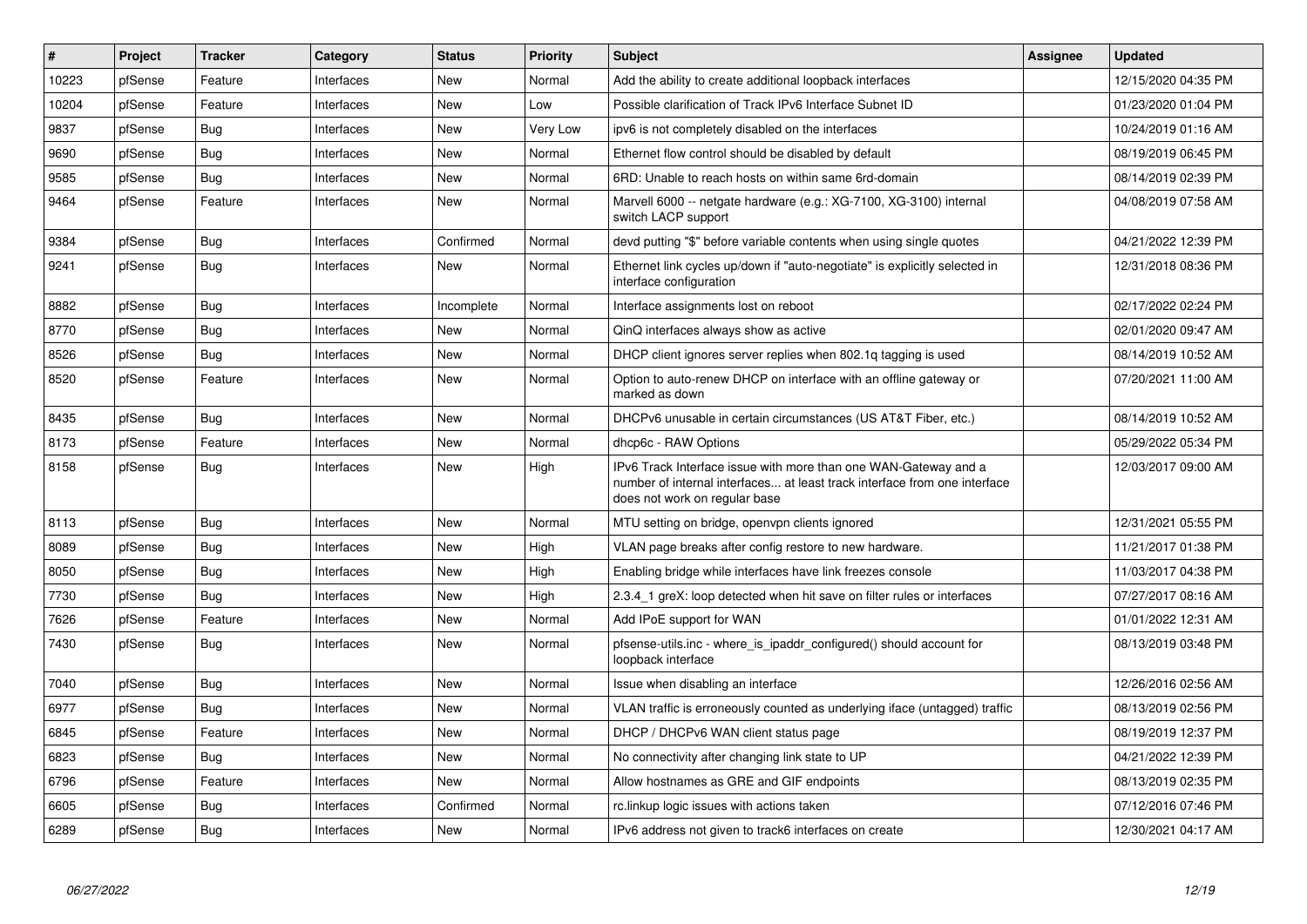| # | Project | Tracker | Category | Status | Priority | Subject | Assignee | Updated |
|---|---|---|---|---|---|---|---|---|
| 10223 | pfSense | Feature | Interfaces | New | Normal | Add the ability to create additional loopback interfaces | | 12/15/2020 04:35 PM |
| 10204 | pfSense | Feature | Interfaces | New | Low | Possible clarification of Track IPv6 Interface Subnet ID | | 01/23/2020 01:04 PM |
| 9837 | pfSense | Bug | Interfaces | New | Very Low | ipv6 is not completely disabled on the interfaces | | 10/24/2019 01:16 AM |
| 9690 | pfSense | Bug | Interfaces | New | Normal | Ethernet flow control should be disabled by default | | 08/19/2019 06:45 PM |
| 9585 | pfSense | Bug | Interfaces | New | Normal | 6RD: Unable to reach hosts on within same 6rd-domain | | 08/14/2019 02:39 PM |
| 9464 | pfSense | Feature | Interfaces | New | Normal | Marvell 6000 -- netgate hardware (e.g.: XG-7100, XG-3100) internal switch LACP support | | 04/08/2019 07:58 AM |
| 9384 | pfSense | Bug | Interfaces | Confirmed | Normal | devd putting "$" before variable contents when using single quotes | | 04/21/2022 12:39 PM |
| 9241 | pfSense | Bug | Interfaces | New | Normal | Ethernet link cycles up/down if "auto-negotiate" is explicitly selected in interface configuration | | 12/31/2018 08:36 PM |
| 8882 | pfSense | Bug | Interfaces | Incomplete | Normal | Interface assignments lost on reboot | | 02/17/2022 02:24 PM |
| 8770 | pfSense | Bug | Interfaces | New | Normal | QinQ interfaces always show as active | | 02/01/2020 09:47 AM |
| 8526 | pfSense | Bug | Interfaces | New | Normal | DHCP client ignores server replies when 802.1q tagging is used | | 08/14/2019 10:52 AM |
| 8520 | pfSense | Feature | Interfaces | New | Normal | Option to auto-renew DHCP on interface with an offline gateway or marked as down | | 07/20/2021 11:00 AM |
| 8435 | pfSense | Bug | Interfaces | New | Normal | DHCPv6 unusable in certain circumstances (US AT&T Fiber, etc.) | | 08/14/2019 10:52 AM |
| 8173 | pfSense | Feature | Interfaces | New | Normal | dhcp6c - RAW Options | | 05/29/2022 05:34 PM |
| 8158 | pfSense | Bug | Interfaces | New | High | IPv6 Track Interface issue with more than one WAN-Gateway and a number of internal interfaces... at least track interface from one interface does not work on regular base | | 12/03/2017 09:00 AM |
| 8113 | pfSense | Bug | Interfaces | New | Normal | MTU setting on bridge, openvpn clients ignored | | 12/31/2021 05:55 PM |
| 8089 | pfSense | Bug | Interfaces | New | High | VLAN page breaks after config restore to new hardware. | | 11/21/2017 01:38 PM |
| 8050 | pfSense | Bug | Interfaces | New | High | Enabling bridge while interfaces have link freezes console | | 11/03/2017 04:38 PM |
| 7730 | pfSense | Bug | Interfaces | New | High | 2.3.4_1 greX: loop detected when hit save on filter rules or interfaces | | 07/27/2017 08:16 AM |
| 7626 | pfSense | Feature | Interfaces | New | Normal | Add IPoE support for WAN | | 01/01/2022 12:31 AM |
| 7430 | pfSense | Bug | Interfaces | New | Normal | pfsense-utils.inc - where_is_ipaddr_configured() should account for loopback interface | | 08/13/2019 03:48 PM |
| 7040 | pfSense | Bug | Interfaces | New | Normal | Issue when disabling an interface | | 12/26/2016 02:56 AM |
| 6977 | pfSense | Bug | Interfaces | New | Normal | VLAN traffic is erroneously counted as underlying iface (untagged) traffic | | 08/13/2019 02:56 PM |
| 6845 | pfSense | Feature | Interfaces | New | Normal | DHCP / DHCPv6 WAN client status page | | 08/19/2019 12:37 PM |
| 6823 | pfSense | Bug | Interfaces | New | Normal | No connectivity after changing link state to UP | | 04/21/2022 12:39 PM |
| 6796 | pfSense | Feature | Interfaces | New | Normal | Allow hostnames as GRE and GIF endpoints | | 08/13/2019 02:35 PM |
| 6605 | pfSense | Bug | Interfaces | Confirmed | Normal | rc.linkup logic issues with actions taken | | 07/12/2016 07:46 PM |
| 6289 | pfSense | Bug | Interfaces | New | Normal | IPv6 address not given to track6 interfaces on create | | 12/30/2021 04:17 AM |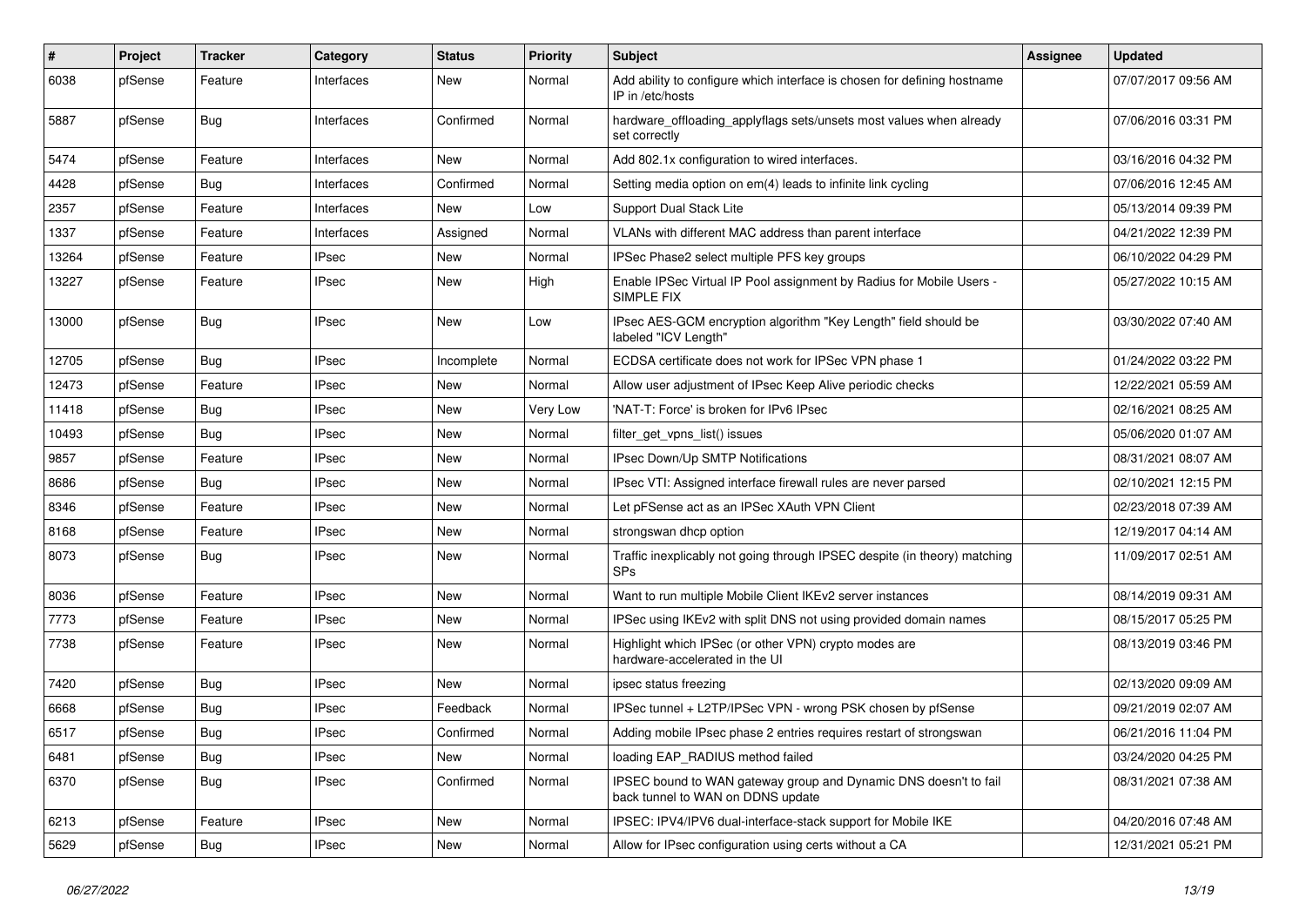| # | Project | Tracker | Category | Status | Priority | Subject | Assignee | Updated |
|---|---|---|---|---|---|---|---|---|
| 6038 | pfSense | Feature | Interfaces | New | Normal | Add ability to configure which interface is chosen for defining hostname IP in /etc/hosts | | 07/07/2017 09:56 AM |
| 5887 | pfSense | Bug | Interfaces | Confirmed | Normal | hardware_offloading_applyflags sets/unsets most values when already set correctly | | 07/06/2016 03:31 PM |
| 5474 | pfSense | Feature | Interfaces | New | Normal | Add 802.1x configuration to wired interfaces. | | 03/16/2016 04:32 PM |
| 4428 | pfSense | Bug | Interfaces | Confirmed | Normal | Setting media option on em(4) leads to infinite link cycling | | 07/06/2016 12:45 AM |
| 2357 | pfSense | Feature | Interfaces | New | Low | Support Dual Stack Lite | | 05/13/2014 09:39 PM |
| 1337 | pfSense | Feature | Interfaces | Assigned | Normal | VLANs with different MAC address than parent interface | | 04/21/2022 12:39 PM |
| 13264 | pfSense | Feature | IPsec | New | Normal | IPSec Phase2 select multiple PFS key groups | | 06/10/2022 04:29 PM |
| 13227 | pfSense | Feature | IPsec | New | High | Enable IPSec Virtual IP Pool assignment by Radius for Mobile Users - SIMPLE FIX | | 05/27/2022 10:15 AM |
| 13000 | pfSense | Bug | IPsec | New | Low | IPsec AES-GCM encryption algorithm "Key Length" field should be labeled "ICV Length" | | 03/30/2022 07:40 AM |
| 12705 | pfSense | Bug | IPsec | Incomplete | Normal | ECDSA certificate does not work for IPSec VPN phase 1 | | 01/24/2022 03:22 PM |
| 12473 | pfSense | Feature | IPsec | New | Normal | Allow user adjustment of IPsec Keep Alive periodic checks | | 12/22/2021 05:59 AM |
| 11418 | pfSense | Bug | IPsec | New | Very Low | 'NAT-T: Force' is broken for IPv6 IPsec | | 02/16/2021 08:25 AM |
| 10493 | pfSense | Bug | IPsec | New | Normal | filter_get_vpns_list() issues | | 05/06/2020 01:07 AM |
| 9857 | pfSense | Feature | IPsec | New | Normal | IPsec Down/Up SMTP Notifications | | 08/31/2021 08:07 AM |
| 8686 | pfSense | Bug | IPsec | New | Normal | IPsec VTI: Assigned interface firewall rules are never parsed | | 02/10/2021 12:15 PM |
| 8346 | pfSense | Feature | IPsec | New | Normal | Let pFSense act as an IPSec XAuth VPN Client | | 02/23/2018 07:39 AM |
| 8168 | pfSense | Feature | IPsec | New | Normal | strongswan dhcp option | | 12/19/2017 04:14 AM |
| 8073 | pfSense | Bug | IPsec | New | Normal | Traffic inexplicably not going through IPSEC despite (in theory) matching SPs | | 11/09/2017 02:51 AM |
| 8036 | pfSense | Feature | IPsec | New | Normal | Want to run multiple Mobile Client IKEv2 server instances | | 08/14/2019 09:31 AM |
| 7773 | pfSense | Feature | IPsec | New | Normal | IPSec using IKEv2 with split DNS not using provided domain names | | 08/15/2017 05:25 PM |
| 7738 | pfSense | Feature | IPsec | New | Normal | Highlight which IPSec (or other VPN) crypto modes are hardware-accelerated in the UI | | 08/13/2019 03:46 PM |
| 7420 | pfSense | Bug | IPsec | New | Normal | ipsec status freezing | | 02/13/2020 09:09 AM |
| 6668 | pfSense | Bug | IPsec | Feedback | Normal | IPSec tunnel + L2TP/IPSec VPN - wrong PSK chosen by pfSense | | 09/21/2019 02:07 AM |
| 6517 | pfSense | Bug | IPsec | Confirmed | Normal | Adding mobile IPsec phase 2 entries requires restart of strongswan | | 06/21/2016 11:04 PM |
| 6481 | pfSense | Bug | IPsec | New | Normal | loading EAP_RADIUS method failed | | 03/24/2020 04:25 PM |
| 6370 | pfSense | Bug | IPsec | Confirmed | Normal | IPSEC bound to WAN gateway group and Dynamic DNS doesn't to fail back tunnel to WAN on DDNS update | | 08/31/2021 07:38 AM |
| 6213 | pfSense | Feature | IPsec | New | Normal | IPSEC: IPV4/IPV6 dual-interface-stack support for Mobile IKE | | 04/20/2016 07:48 AM |
| 5629 | pfSense | Bug | IPsec | New | Normal | Allow for IPsec configuration using certs without a CA | | 12/31/2021 05:21 PM |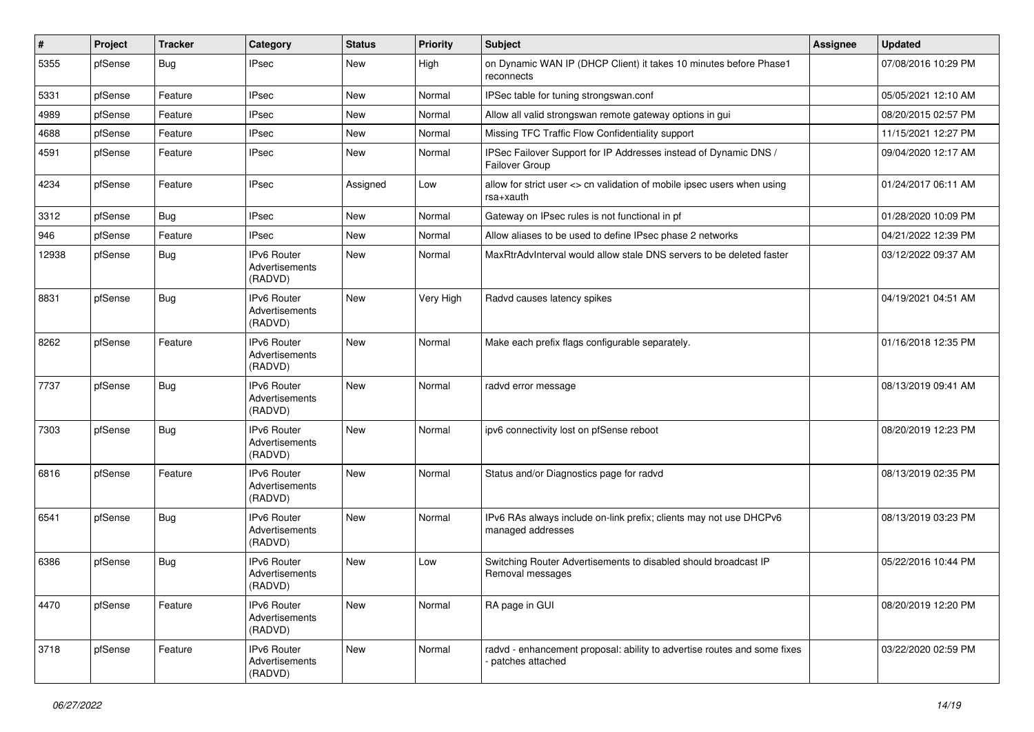| # | Project | Tracker | Category | Status | Priority | Subject | Assignee | Updated |
|---|---|---|---|---|---|---|---|---|
| 5355 | pfSense | Bug | IPsec | New | High | on Dynamic WAN IP (DHCP Client) it takes 10 minutes before Phase1 reconnects | | 07/08/2016 10:29 PM |
| 5331 | pfSense | Feature | IPsec | New | Normal | IPSec table for tuning strongswan.conf | | 05/05/2021 12:10 AM |
| 4989 | pfSense | Feature | IPsec | New | Normal | Allow all valid strongswan remote gateway options in gui | | 08/20/2015 02:57 PM |
| 4688 | pfSense | Feature | IPsec | New | Normal | Missing TFC Traffic Flow Confidentiality support | | 11/15/2021 12:27 PM |
| 4591 | pfSense | Feature | IPsec | New | Normal | IPSec Failover Support for IP Addresses instead of Dynamic DNS / Failover Group | | 09/04/2020 12:17 AM |
| 4234 | pfSense | Feature | IPsec | Assigned | Low | allow for strict user <> cn validation of mobile ipsec users when using rsa+xauth | | 01/24/2017 06:11 AM |
| 3312 | pfSense | Bug | IPsec | New | Normal | Gateway on IPsec rules is not functional in pf | | 01/28/2020 10:09 PM |
| 946 | pfSense | Feature | IPsec | New | Normal | Allow aliases to be used to define IPsec phase 2 networks | | 04/21/2022 12:39 PM |
| 12938 | pfSense | Bug | IPv6 Router Advertisements (RADVD) | New | Normal | MaxRtrAdvInterval would allow stale DNS servers to be deleted faster | | 03/12/2022 09:37 AM |
| 8831 | pfSense | Bug | IPv6 Router Advertisements (RADVD) | New | Very High | Radvd causes latency spikes | | 04/19/2021 04:51 AM |
| 8262 | pfSense | Feature | IPv6 Router Advertisements (RADVD) | New | Normal | Make each prefix flags configurable separately. | | 01/16/2018 12:35 PM |
| 7737 | pfSense | Bug | IPv6 Router Advertisements (RADVD) | New | Normal | radvd error message | | 08/13/2019 09:41 AM |
| 7303 | pfSense | Bug | IPv6 Router Advertisements (RADVD) | New | Normal | ipv6 connectivity lost on pfSense reboot | | 08/20/2019 12:23 PM |
| 6816 | pfSense | Feature | IPv6 Router Advertisements (RADVD) | New | Normal | Status and/or Diagnostics page for radvd | | 08/13/2019 02:35 PM |
| 6541 | pfSense | Bug | IPv6 Router Advertisements (RADVD) | New | Normal | IPv6 RAs always include on-link prefix; clients may not use DHCPv6 managed addresses | | 08/13/2019 03:23 PM |
| 6386 | pfSense | Bug | IPv6 Router Advertisements (RADVD) | New | Low | Switching Router Advertisements to disabled should broadcast IP Removal messages | | 05/22/2016 10:44 PM |
| 4470 | pfSense | Feature | IPv6 Router Advertisements (RADVD) | New | Normal | RA page in GUI | | 08/20/2019 12:20 PM |
| 3718 | pfSense | Feature | IPv6 Router Advertisements (RADVD) | New | Normal | radvd - enhancement proposal: ability to advertise routes and some fixes - patches attached | | 03/22/2020 02:59 PM |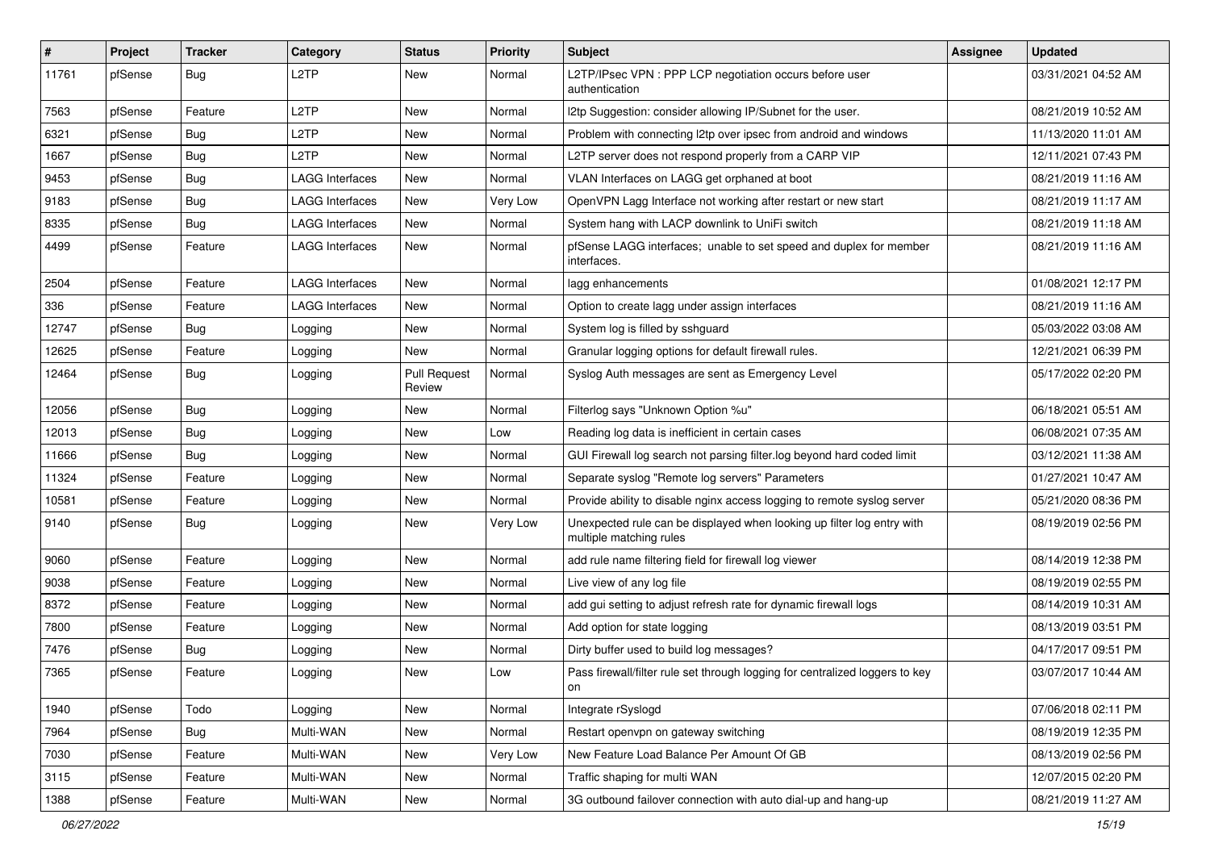| # | Project | Tracker | Category | Status | Priority | Subject | Assignee | Updated |
|---|---|---|---|---|---|---|---|---|
| 11761 | pfSense | Bug | L2TP | New | Normal | L2TP/IPsec VPN : PPP LCP negotiation occurs before user authentication | | 03/31/2021 04:52 AM |
| 7563 | pfSense | Feature | L2TP | New | Normal | l2tp Suggestion: consider allowing IP/Subnet for the user. | | 08/21/2019 10:52 AM |
| 6321 | pfSense | Bug | L2TP | New | Normal | Problem with connecting l2tp over ipsec from android and windows | | 11/13/2020 11:01 AM |
| 1667 | pfSense | Bug | L2TP | New | Normal | L2TP server does not respond properly from a CARP VIP | | 12/11/2021 07:43 PM |
| 9453 | pfSense | Bug | LAGG Interfaces | New | Normal | VLAN Interfaces on LAGG get orphaned at boot | | 08/21/2019 11:16 AM |
| 9183 | pfSense | Bug | LAGG Interfaces | New | Very Low | OpenVPN Lagg Interface not working after restart or new start | | 08/21/2019 11:17 AM |
| 8335 | pfSense | Bug | LAGG Interfaces | New | Normal | System hang with LACP downlink to UniFi switch | | 08/21/2019 11:18 AM |
| 4499 | pfSense | Feature | LAGG Interfaces | New | Normal | pfSense LAGG interfaces; unable to set speed and duplex for member interfaces. | | 08/21/2019 11:16 AM |
| 2504 | pfSense | Feature | LAGG Interfaces | New | Normal | lagg enhancements | | 01/08/2021 12:17 PM |
| 336 | pfSense | Feature | LAGG Interfaces | New | Normal | Option to create lagg under assign interfaces | | 08/21/2019 11:16 AM |
| 12747 | pfSense | Bug | Logging | New | Normal | System log is filled by sshguard | | 05/03/2022 03:08 AM |
| 12625 | pfSense | Feature | Logging | New | Normal | Granular logging options for default firewall rules. | | 12/21/2021 06:39 PM |
| 12464 | pfSense | Bug | Logging | Pull Request Review | Normal | Syslog Auth messages are sent as Emergency Level | | 05/17/2022 02:20 PM |
| 12056 | pfSense | Bug | Logging | New | Normal | Filterlog says "Unknown Option %u" | | 06/18/2021 05:51 AM |
| 12013 | pfSense | Bug | Logging | New | Low | Reading log data is inefficient in certain cases | | 06/08/2021 07:35 AM |
| 11666 | pfSense | Bug | Logging | New | Normal | GUI Firewall log search not parsing filter.log beyond hard coded limit | | 03/12/2021 11:38 AM |
| 11324 | pfSense | Feature | Logging | New | Normal | Separate syslog "Remote log servers" Parameters | | 01/27/2021 10:47 AM |
| 10581 | pfSense | Feature | Logging | New | Normal | Provide ability to disable nginx access logging to remote syslog server | | 05/21/2020 08:36 PM |
| 9140 | pfSense | Bug | Logging | New | Very Low | Unexpected rule can be displayed when looking up filter log entry with multiple matching rules | | 08/19/2019 02:56 PM |
| 9060 | pfSense | Feature | Logging | New | Normal | add rule name filtering field for firewall log viewer | | 08/14/2019 12:38 PM |
| 9038 | pfSense | Feature | Logging | New | Normal | Live view of any log file | | 08/19/2019 02:55 PM |
| 8372 | pfSense | Feature | Logging | New | Normal | add gui setting to adjust refresh rate for dynamic firewall logs | | 08/14/2019 10:31 AM |
| 7800 | pfSense | Feature | Logging | New | Normal | Add option for state logging | | 08/13/2019 03:51 PM |
| 7476 | pfSense | Bug | Logging | New | Normal | Dirty buffer used to build log messages? | | 04/17/2017 09:51 PM |
| 7365 | pfSense | Feature | Logging | New | Low | Pass firewall/filter rule set through logging for centralized loggers to key on | | 03/07/2017 10:44 AM |
| 1940 | pfSense | Todo | Logging | New | Normal | Integrate rSyslogd | | 07/06/2018 02:11 PM |
| 7964 | pfSense | Bug | Multi-WAN | New | Normal | Restart openvpn on gateway switching | | 08/19/2019 12:35 PM |
| 7030 | pfSense | Feature | Multi-WAN | New | Very Low | New Feature Load Balance Per Amount Of GB | | 08/13/2019 02:56 PM |
| 3115 | pfSense | Feature | Multi-WAN | New | Normal | Traffic shaping for multi WAN | | 12/07/2015 02:20 PM |
| 1388 | pfSense | Feature | Multi-WAN | New | Normal | 3G outbound failover connection with auto dial-up and hang-up | | 08/21/2019 11:27 AM |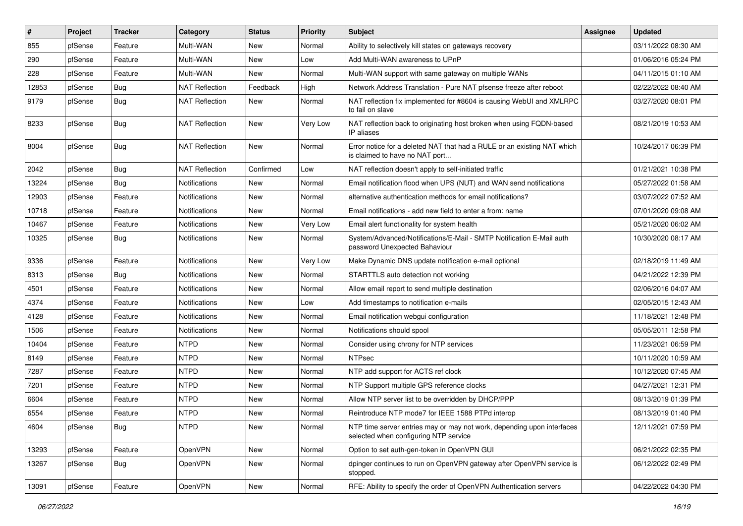| # | Project | Tracker | Category | Status | Priority | Subject | Assignee | Updated |
|---|---|---|---|---|---|---|---|---|
| 855 | pfSense | Feature | Multi-WAN | New | Normal | Ability to selectively kill states on gateways recovery | | 03/11/2022 08:30 AM |
| 290 | pfSense | Feature | Multi-WAN | New | Low | Add Multi-WAN awareness to UPnP | | 01/06/2016 05:24 PM |
| 228 | pfSense | Feature | Multi-WAN | New | Normal | Multi-WAN support with same gateway on multiple WANs | | 04/11/2015 01:10 AM |
| 12853 | pfSense | Bug | NAT Reflection | Feedback | High | Network Address Translation - Pure NAT pfsense freeze after reboot | | 02/22/2022 08:40 AM |
| 9179 | pfSense | Bug | NAT Reflection | New | Normal | NAT reflection fix implemented for #8604 is causing WebUI and XMLRPC to fail on slave | | 03/27/2020 08:01 PM |
| 8233 | pfSense | Bug | NAT Reflection | New | Very Low | NAT reflection back to originating host broken when using FQDN-based IP aliases | | 08/21/2019 10:53 AM |
| 8004 | pfSense | Bug | NAT Reflection | New | Normal | Error notice for a deleted NAT that had a RULE or an existing NAT which is claimed to have no NAT port... | | 10/24/2017 06:39 PM |
| 2042 | pfSense | Bug | NAT Reflection | Confirmed | Low | NAT reflection doesn't apply to self-initiated traffic | | 01/21/2021 10:38 PM |
| 13224 | pfSense | Bug | Notifications | New | Normal | Email notification flood when UPS (NUT) and WAN send notifications | | 05/27/2022 01:58 AM |
| 12903 | pfSense | Feature | Notifications | New | Normal | alternative authentication methods for email notifications? | | 03/07/2022 07:52 AM |
| 10718 | pfSense | Feature | Notifications | New | Normal | Email notifications - add new field to enter a from: name | | 07/01/2020 09:08 AM |
| 10467 | pfSense | Feature | Notifications | New | Very Low | Email alert functionality for system health | | 05/21/2020 06:02 AM |
| 10325 | pfSense | Bug | Notifications | New | Normal | System/Advanced/Notifications/E-Mail - SMTP Notification E-Mail auth password Unexpected Bahaviour | | 10/30/2020 08:17 AM |
| 9336 | pfSense | Feature | Notifications | New | Very Low | Make Dynamic DNS update notification e-mail optional | | 02/18/2019 11:49 AM |
| 8313 | pfSense | Bug | Notifications | New | Normal | STARTTLS auto detection not working | | 04/21/2022 12:39 PM |
| 4501 | pfSense | Feature | Notifications | New | Normal | Allow email report to send multiple destination | | 02/06/2016 04:07 AM |
| 4374 | pfSense | Feature | Notifications | New | Low | Add timestamps to notification e-mails | | 02/05/2015 12:43 AM |
| 4128 | pfSense | Feature | Notifications | New | Normal | Email notification webgui configuration | | 11/18/2021 12:48 PM |
| 1506 | pfSense | Feature | Notifications | New | Normal | Notifications should spool | | 05/05/2011 12:58 PM |
| 10404 | pfSense | Feature | NTPD | New | Normal | Consider using chrony for NTP services | | 11/23/2021 06:59 PM |
| 8149 | pfSense | Feature | NTPD | New | Normal | NTPsec | | 10/11/2020 10:59 AM |
| 7287 | pfSense | Feature | NTPD | New | Normal | NTP add support for ACTS ref clock | | 10/12/2020 07:45 AM |
| 7201 | pfSense | Feature | NTPD | New | Normal | NTP Support multiple GPS reference clocks | | 04/27/2021 12:31 PM |
| 6604 | pfSense | Feature | NTPD | New | Normal | Allow NTP server list to be overridden by DHCP/PPP | | 08/13/2019 01:39 PM |
| 6554 | pfSense | Feature | NTPD | New | Normal | Reintroduce NTP mode7 for IEEE 1588 PTPd interop | | 08/13/2019 01:40 PM |
| 4604 | pfSense | Bug | NTPD | New | Normal | NTP time server entries may or may not work, depending upon interfaces selected when configuring NTP service | | 12/11/2021 07:59 PM |
| 13293 | pfSense | Feature | OpenVPN | New | Normal | Option to set auth-gen-token in OpenVPN GUI | | 06/21/2022 02:35 PM |
| 13267 | pfSense | Bug | OpenVPN | New | Normal | dpinger continues to run on OpenVPN gateway after OpenVPN service is stopped. | | 06/12/2022 02:49 PM |
| 13091 | pfSense | Feature | OpenVPN | New | Normal | RFE: Ability to specify the order of OpenVPN Authentication servers | | 04/22/2022 04:30 PM |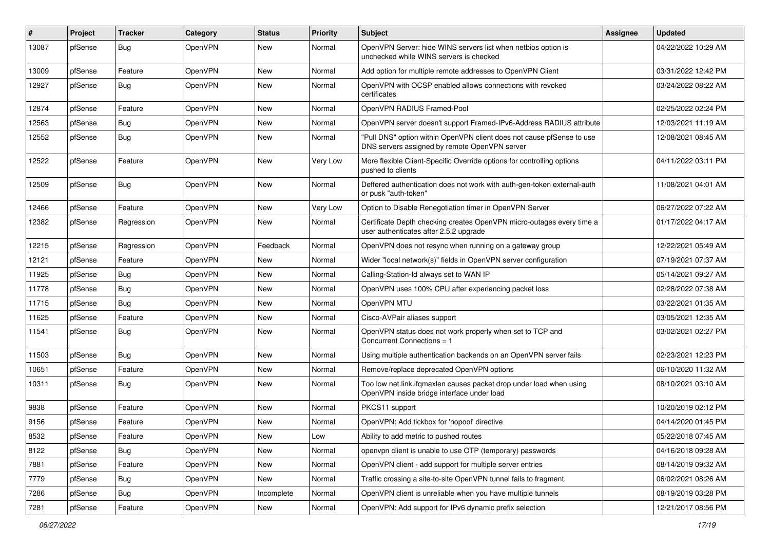| # | Project | Tracker | Category | Status | Priority | Subject | Assignee | Updated |
|---|---|---|---|---|---|---|---|---|
| 13087 | pfSense | Bug | OpenVPN | New | Normal | OpenVPN Server: hide WINS servers list when netbios option is unchecked while WINS servers is checked | | 04/22/2022 10:29 AM |
| 13009 | pfSense | Feature | OpenVPN | New | Normal | Add option for multiple remote addresses to OpenVPN Client | | 03/31/2022 12:42 PM |
| 12927 | pfSense | Bug | OpenVPN | New | Normal | OpenVPN with OCSP enabled allows connections with revoked certificates | | 03/24/2022 08:22 AM |
| 12874 | pfSense | Feature | OpenVPN | New | Normal | OpenVPN RADIUS Framed-Pool | | 02/25/2022 02:24 PM |
| 12563 | pfSense | Bug | OpenVPN | New | Normal | OpenVPN server doesn't support Framed-IPv6-Address RADIUS attribute | | 12/03/2021 11:19 AM |
| 12552 | pfSense | Bug | OpenVPN | New | Normal | "Pull DNS" option within OpenVPN client does not cause pfSense to use DNS servers assigned by remote OpenVPN server | | 12/08/2021 08:45 AM |
| 12522 | pfSense | Feature | OpenVPN | New | Very Low | More flexible Client-Specific Override options for controlling options pushed to clients | | 04/11/2022 03:11 PM |
| 12509 | pfSense | Bug | OpenVPN | New | Normal | Deffered authentication does not work with auth-gen-token external-auth or pusk "auth-token" | | 11/08/2021 04:01 AM |
| 12466 | pfSense | Feature | OpenVPN | New | Very Low | Option to Disable Renegotiation timer in OpenVPN Server | | 06/27/2022 07:22 AM |
| 12382 | pfSense | Regression | OpenVPN | New | Normal | Certificate Depth checking creates OpenVPN micro-outages every time a user authenticates after 2.5.2 upgrade | | 01/17/2022 04:17 AM |
| 12215 | pfSense | Regression | OpenVPN | Feedback | Normal | OpenVPN does not resync when running on a gateway group | | 12/22/2021 05:49 AM |
| 12121 | pfSense | Feature | OpenVPN | New | Normal | Wider "local network(s)" fields in OpenVPN server configuration | | 07/19/2021 07:37 AM |
| 11925 | pfSense | Bug | OpenVPN | New | Normal | Calling-Station-Id always set to WAN IP | | 05/14/2021 09:27 AM |
| 11778 | pfSense | Bug | OpenVPN | New | Normal | OpenVPN uses 100% CPU after experiencing packet loss | | 02/28/2022 07:38 AM |
| 11715 | pfSense | Bug | OpenVPN | New | Normal | OpenVPN MTU | | 03/22/2021 01:35 AM |
| 11625 | pfSense | Feature | OpenVPN | New | Normal | Cisco-AVPair aliases support | | 03/05/2021 12:35 AM |
| 11541 | pfSense | Bug | OpenVPN | New | Normal | OpenVPN status does not work properly when set to TCP and Concurrent Connections = 1 | | 03/02/2021 02:27 PM |
| 11503 | pfSense | Bug | OpenVPN | New | Normal | Using multiple authentication backends on an OpenVPN server fails | | 02/23/2021 12:23 PM |
| 10651 | pfSense | Feature | OpenVPN | New | Normal | Remove/replace deprecated OpenVPN options | | 06/10/2020 11:32 AM |
| 10311 | pfSense | Bug | OpenVPN | New | Normal | Too low net.link.ifqmaxlen causes packet drop under load when using OpenVPN inside bridge interface under load | | 08/10/2021 03:10 AM |
| 9838 | pfSense | Feature | OpenVPN | New | Normal | PKCS11 support | | 10/20/2019 02:12 PM |
| 9156 | pfSense | Feature | OpenVPN | New | Normal | OpenVPN: Add tickbox for 'nopool' directive | | 04/14/2020 01:45 PM |
| 8532 | pfSense | Feature | OpenVPN | New | Low | Ability to add metric to pushed routes | | 05/22/2018 07:45 AM |
| 8122 | pfSense | Bug | OpenVPN | New | Normal | openvpn client is unable to use OTP (temporary) passwords | | 04/16/2018 09:28 AM |
| 7881 | pfSense | Feature | OpenVPN | New | Normal | OpenVPN client - add support for multiple server entries | | 08/14/2019 09:32 AM |
| 7779 | pfSense | Bug | OpenVPN | New | Normal | Traffic crossing a site-to-site OpenVPN tunnel fails to fragment. | | 06/02/2021 08:26 AM |
| 7286 | pfSense | Bug | OpenVPN | Incomplete | Normal | OpenVPN client is unreliable when you have multiple tunnels | | 08/19/2019 03:28 PM |
| 7281 | pfSense | Feature | OpenVPN | New | Normal | OpenVPN: Add support for IPv6 dynamic prefix selection | | 12/21/2017 08:56 PM |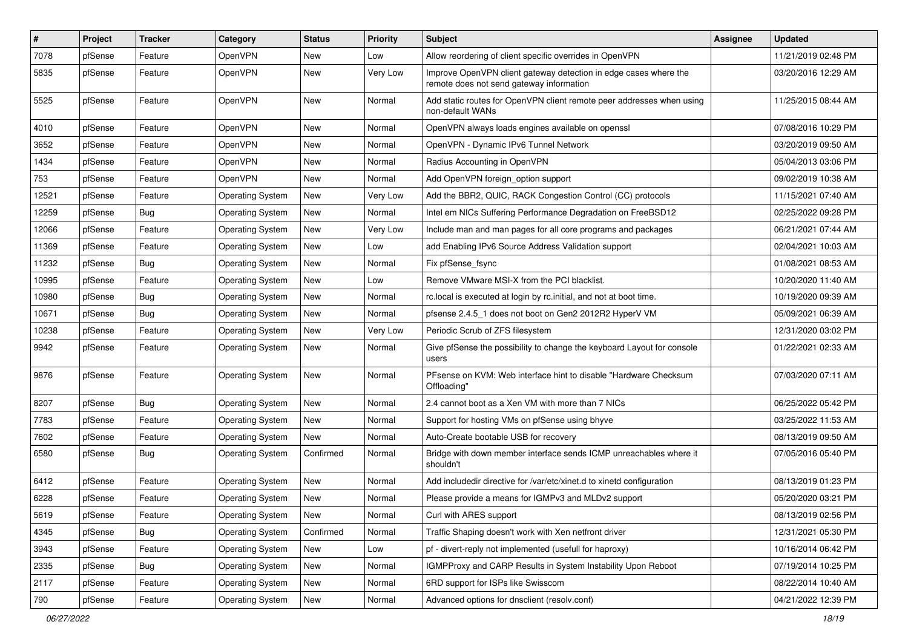| # | Project | Tracker | Category | Status | Priority | Subject | Assignee | Updated |
|---|---|---|---|---|---|---|---|---|
| 7078 | pfSense | Feature | OpenVPN | New | Low | Allow reordering of client specific overrides in OpenVPN | | 11/21/2019 02:48 PM |
| 5835 | pfSense | Feature | OpenVPN | New | Very Low | Improve OpenVPN client gateway detection in edge cases where the remote does not send gateway information | | 03/20/2016 12:29 AM |
| 5525 | pfSense | Feature | OpenVPN | New | Normal | Add static routes for OpenVPN client remote peer addresses when using non-default WANs | | 11/25/2015 08:44 AM |
| 4010 | pfSense | Feature | OpenVPN | New | Normal | OpenVPN always loads engines available on openssl | | 07/08/2016 10:29 PM |
| 3652 | pfSense | Feature | OpenVPN | New | Normal | OpenVPN - Dynamic IPv6 Tunnel Network | | 03/20/2019 09:50 AM |
| 1434 | pfSense | Feature | OpenVPN | New | Normal | Radius Accounting in OpenVPN | | 05/04/2013 03:06 PM |
| 753 | pfSense | Feature | OpenVPN | New | Normal | Add OpenVPN foreign_option support | | 09/02/2019 10:38 AM |
| 12521 | pfSense | Feature | Operating System | New | Very Low | Add the BBR2, QUIC, RACK Congestion Control (CC) protocols | | 11/15/2021 07:40 AM |
| 12259 | pfSense | Bug | Operating System | New | Normal | Intel em NICs Suffering Performance Degradation on FreeBSD12 | | 02/25/2022 09:28 PM |
| 12066 | pfSense | Feature | Operating System | New | Very Low | Include man and man pages for all core programs and packages | | 06/21/2021 07:44 AM |
| 11369 | pfSense | Feature | Operating System | New | Low | add Enabling IPv6 Source Address Validation support | | 02/04/2021 10:03 AM |
| 11232 | pfSense | Bug | Operating System | New | Normal | Fix pfSense_fsync | | 01/08/2021 08:53 AM |
| 10995 | pfSense | Feature | Operating System | New | Low | Remove VMware MSI-X from the PCI blacklist. | | 10/20/2020 11:40 AM |
| 10980 | pfSense | Bug | Operating System | New | Normal | rc.local is executed at login by rc.initial, and not at boot time. | | 10/19/2020 09:39 AM |
| 10671 | pfSense | Bug | Operating System | New | Normal | pfsense 2.4.5_1 does not boot on Gen2 2012R2 HyperV VM | | 05/09/2021 06:39 AM |
| 10238 | pfSense | Feature | Operating System | New | Very Low | Periodic Scrub of ZFS filesystem | | 12/31/2020 03:02 PM |
| 9942 | pfSense | Feature | Operating System | New | Normal | Give pfSense the possibility to change the keyboard Layout for console users | | 01/22/2021 02:33 AM |
| 9876 | pfSense | Feature | Operating System | New | Normal | PFsense on KVM: Web interface hint to disable "Hardware Checksum Offloading" | | 07/03/2020 07:11 AM |
| 8207 | pfSense | Bug | Operating System | New | Normal | 2.4 cannot boot as a Xen VM with more than 7 NICs | | 06/25/2022 05:42 PM |
| 7783 | pfSense | Feature | Operating System | New | Normal | Support for hosting VMs on pfSense using bhyve | | 03/25/2022 11:53 AM |
| 7602 | pfSense | Feature | Operating System | New | Normal | Auto-Create bootable USB for recovery | | 08/13/2019 09:50 AM |
| 6580 | pfSense | Bug | Operating System | Confirmed | Normal | Bridge with down member interface sends ICMP unreachables where it shouldn't | | 07/05/2016 05:40 PM |
| 6412 | pfSense | Feature | Operating System | New | Normal | Add includedir directive for /var/etc/xinet.d to xinetd configuration | | 08/13/2019 01:23 PM |
| 6228 | pfSense | Feature | Operating System | New | Normal | Please provide a means for IGMPv3 and MLDv2 support | | 05/20/2020 03:21 PM |
| 5619 | pfSense | Feature | Operating System | New | Normal | Curl with ARES support | | 08/13/2019 02:56 PM |
| 4345 | pfSense | Bug | Operating System | Confirmed | Normal | Traffic Shaping doesn't work with Xen netfront driver | | 12/31/2021 05:30 PM |
| 3943 | pfSense | Feature | Operating System | New | Low | pf - divert-reply not implemented (usefull for haproxy) | | 10/16/2014 06:42 PM |
| 2335 | pfSense | Bug | Operating System | New | Normal | IGMPProxy and CARP Results in System Instability Upon Reboot | | 07/19/2014 10:25 PM |
| 2117 | pfSense | Feature | Operating System | New | Normal | 6RD support for ISPs like Swisscom | | 08/22/2014 10:40 AM |
| 790 | pfSense | Feature | Operating System | New | Normal | Advanced options for dnsclient (resolv.conf) | | 04/21/2022 12:39 PM |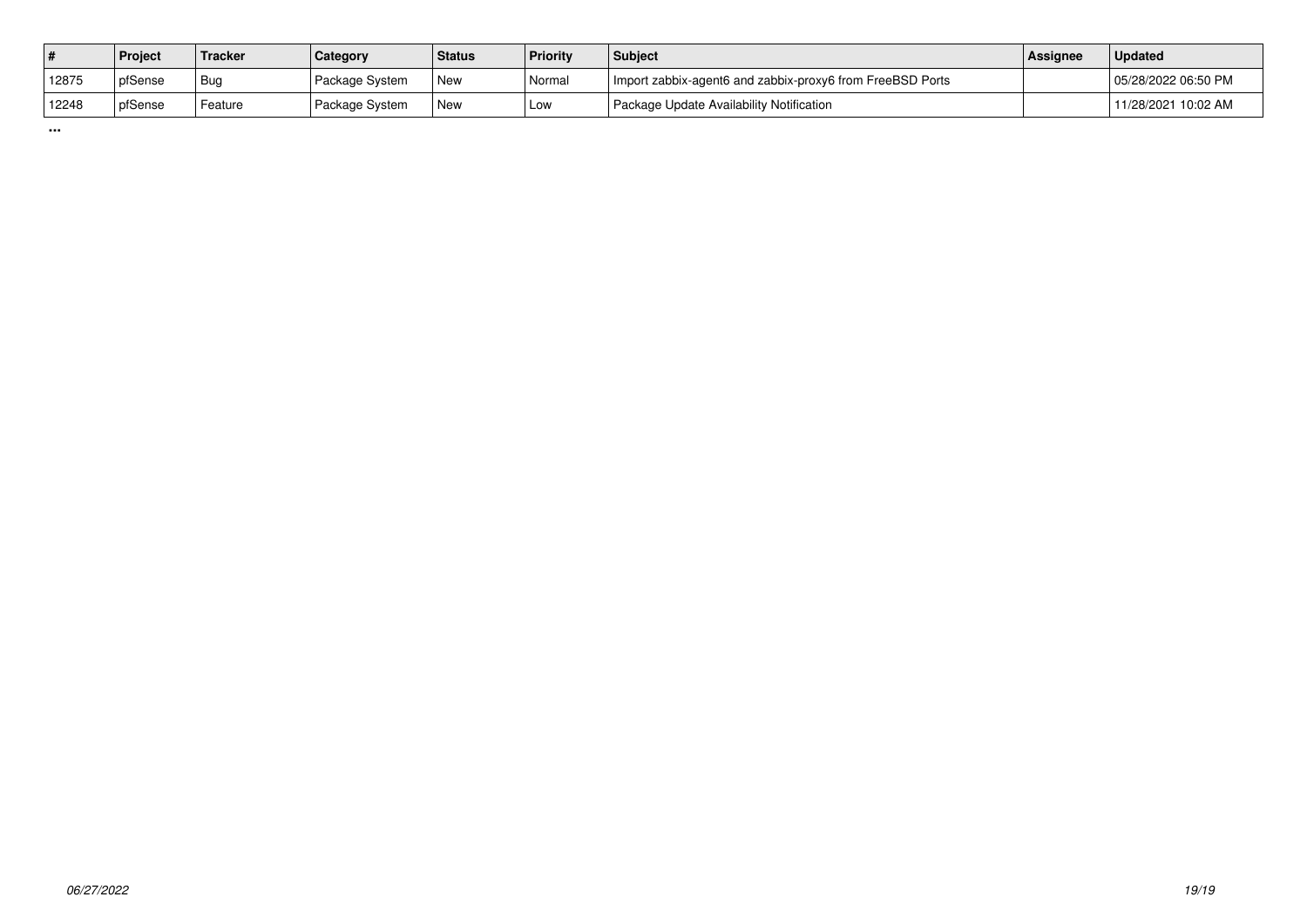| # | Project | Tracker | Category | Status | Priority | Subject | Assignee | Updated |
|---|---|---|---|---|---|---|---|---|
| 12875 | pfSense | Bug | Package System | New | Normal | Import zabbix-agent6 and zabbix-proxy6 from FreeBSD Ports | | 05/28/2022 06:50 PM |
| 12248 | pfSense | Feature | Package System | New | Low | Package Update Availability Notification | | 11/28/2021 10:02 AM |

**...**